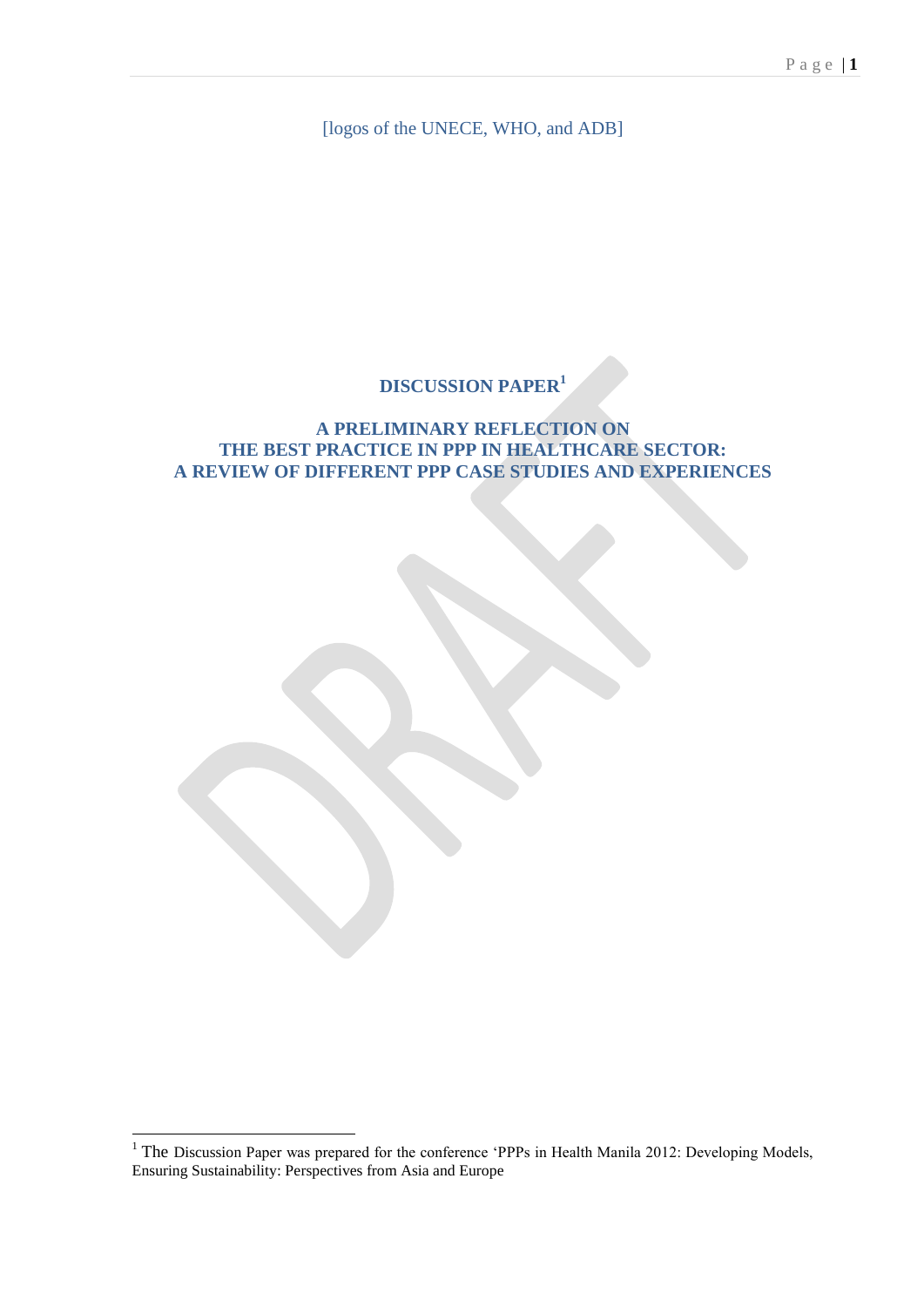[logos of the UNECE, WHO, and ADB]

# DISCUSSION PAPER[1]

## A PRELIMINARY REFLECTION ON THE BEST PRACTICE IN PPP IN HEALTHCARE SECTOR: A REVIEW OF DIFFERENT PPP CASE STUDIES AND EXPERIENCES

[1] The Discussion Paper was prepared for the conference 'PPPs in Health Manila 2012: Developing Models, Ensuring Sustainability: Perspectives from Asia and Europe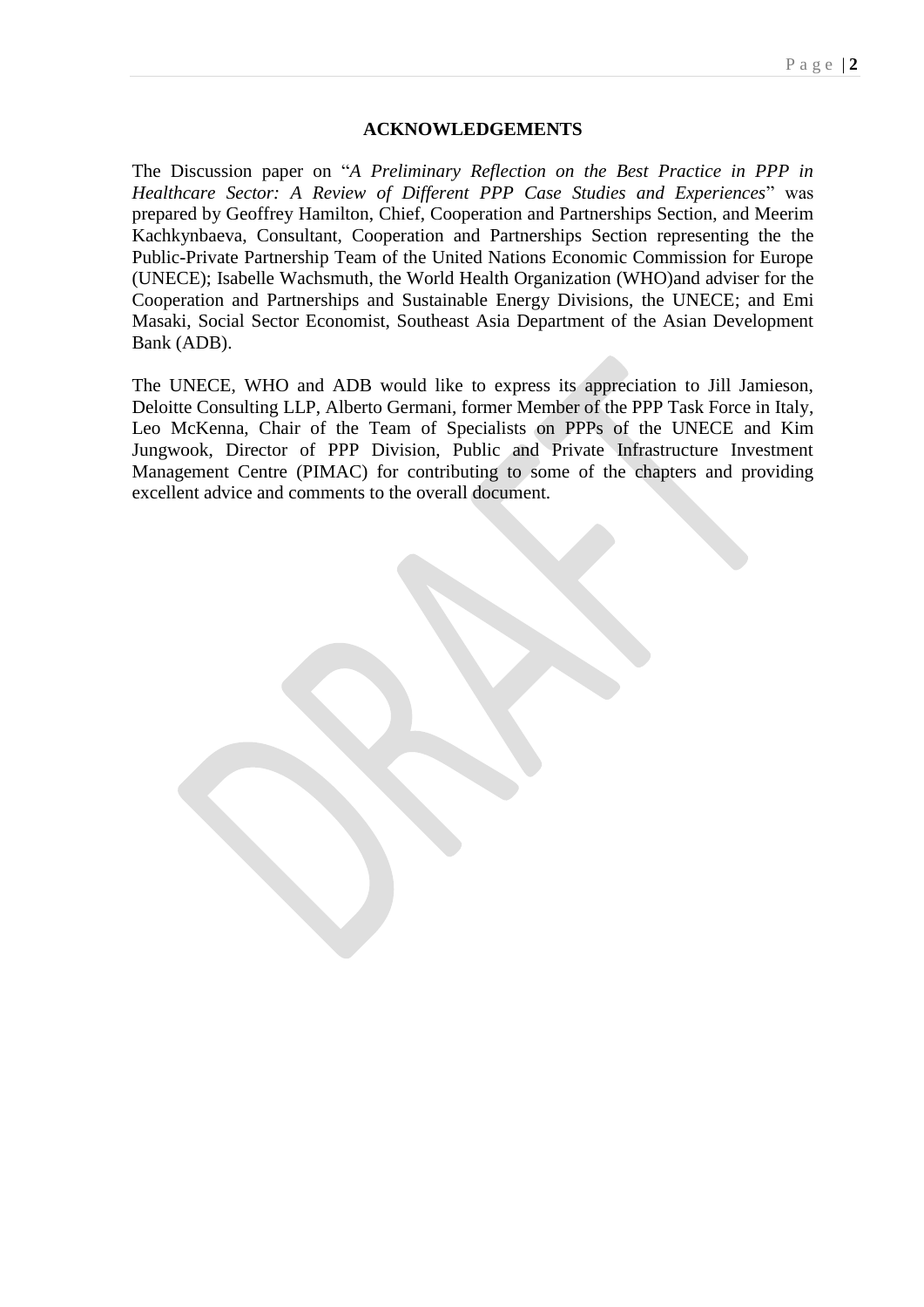## ACKNOWLEDGEMENTS

The Discussion paper on "*A Preliminary Reflection on the Best Practice in PPP in Healthcare Sector: A Review of Different PPP Case Studies and Experiences*" was prepared by Geoffrey Hamilton, Chief, Cooperation and Partnerships Section, and Meerim Kachkynbaeva, Consultant, Cooperation and Partnerships Section representing the the Public-Private Partnership Team of the United Nations Economic Commission for Europe (UNECE); Isabelle Wachsmuth, the World Health Organization (WHO)and adviser for the Cooperation and Partnerships and Sustainable Energy Divisions, the UNECE; and Emi Masaki, Social Sector Economist, Southeast Asia Department of the Asian Development Bank (ADB).

The UNECE, WHO and ADB would like to express its appreciation to Jill Jamieson, Deloitte Consulting LLP, Alberto Germani, former Member of the PPP Task Force in Italy, Leo McKenna, Chair of the Team of Specialists on PPPs of the UNECE and Kim Jungwook, Director of PPP Division, Public and Private Infrastructure Investment Management Centre (PIMAC) for contributing to some of the chapters and providing excellent advice and comments to the overall document.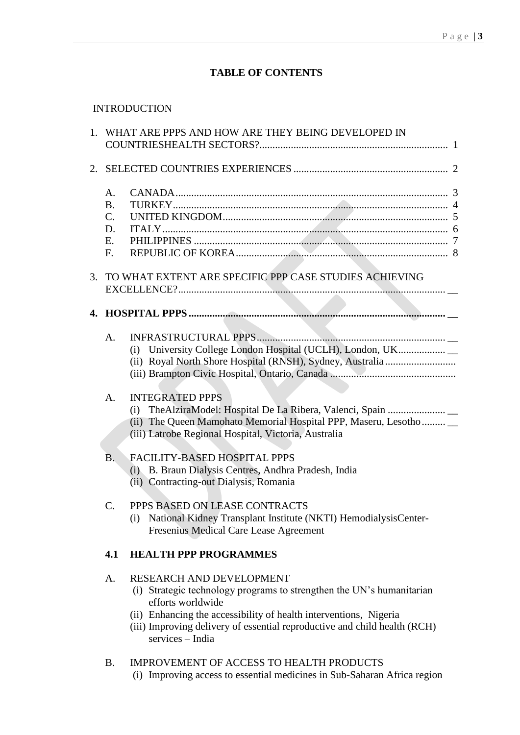# TABLE OF CONTENTS

INTRODUCTION

1. WHAT ARE PPPS AND HOW ARE THEY BEING DEVELOPED IN COUNTRIESHEALTH SECTORS? ........ 1

2. SELECTED COUNTRIES EXPERIENCES ........ 2

   A. CANADA ........ 3
   B. TURKEY ........ 4
   C. UNITED KINGDOM ........ 5
   D. ITALY ........ 6
   E. PHILIPPINES ........ 7
   F. REPUBLIC OF KOREA ........ 8

3. TO WHAT EXTENT ARE SPECIFIC PPP CASE STUDIES ACHIEVING EXCELLENCE? ........ __

4. **HOSPITAL PPPS ........ __**

   A. INFRASTRUCTURAL PPPS ........ __
      (i) University College London Hospital (UCLH), London, UK ........ __
      (ii) Royal North Shore Hospital (RNSH), Sydney, Australia ........
      (iii) Brampton Civic Hospital, Ontario, Canada ........

   A. INTEGRATED PPPS
      (i) TheAlziraModel: Hospital De La Ribera, Valenci, Spain ........ __
      (ii) The Queen Mamohato Memorial Hospital PPP, Maseru, Lesotho ........ __
      (iii) Latrobe Regional Hospital, Victoria, Australia

   B. FACILITY-BASED HOSPITAL PPPS
      (i) B. Braun Dialysis Centres, Andhra Pradesh, India
      (ii) Contracting-out Dialysis, Romania

   C. PPPS BASED ON LEASE CONTRACTS
      (i) National Kidney Transplant Institute (NKTI) HemodialysisCenter-Fresenius Medical Care Lease Agreement

   **4.1 HEALTH PPP PROGRAMMES**

   A. RESEARCH AND DEVELOPMENT
      (i) Strategic technology programs to strengthen the UN's humanitarian efforts worldwide
      (ii) Enhancing the accessibility of health interventions, Nigeria
      (iii) Improving delivery of essential reproductive and child health (RCH) services – India

   B. IMPROVEMENT OF ACCESS TO HEALTH PRODUCTS
      (i) Improving access to essential medicines in Sub-Saharan Africa region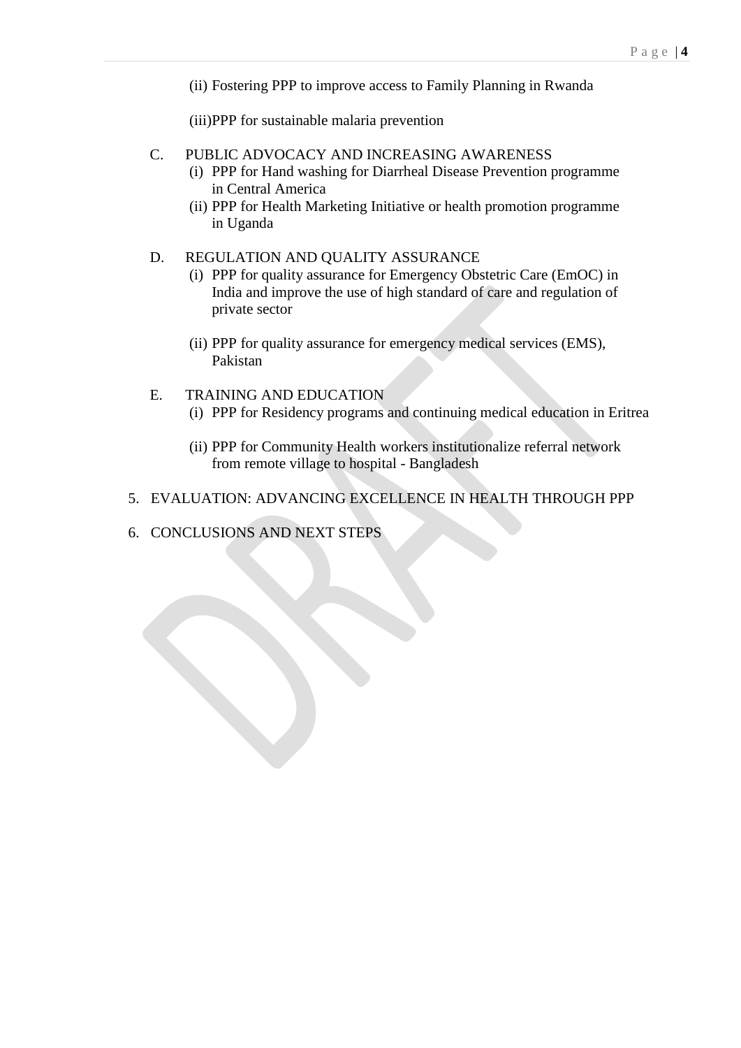(ii) Fostering PPP to improve access to Family Planning in Rwanda

(iii)PPP for sustainable malaria prevention

C. PUBLIC ADVOCACY AND INCREASING AWARENESS
   (i) PPP for Hand washing for Diarrheal Disease Prevention programme in Central America
   (ii) PPP for Health Marketing Initiative or health promotion programme in Uganda

D. REGULATION AND QUALITY ASSURANCE
   (i) PPP for quality assurance for Emergency Obstetric Care (EmOC) in India and improve the use of high standard of care and regulation of private sector

   (ii) PPP for quality assurance for emergency medical services (EMS), Pakistan

E. TRAINING AND EDUCATION
   (i) PPP for Residency programs and continuing medical education in Eritrea

   (ii) PPP for Community Health workers institutionalize referral network from remote village to hospital - Bangladesh

5. EVALUATION: ADVANCING EXCELLENCE IN HEALTH THROUGH PPP
6. CONCLUSIONS AND NEXT STEPS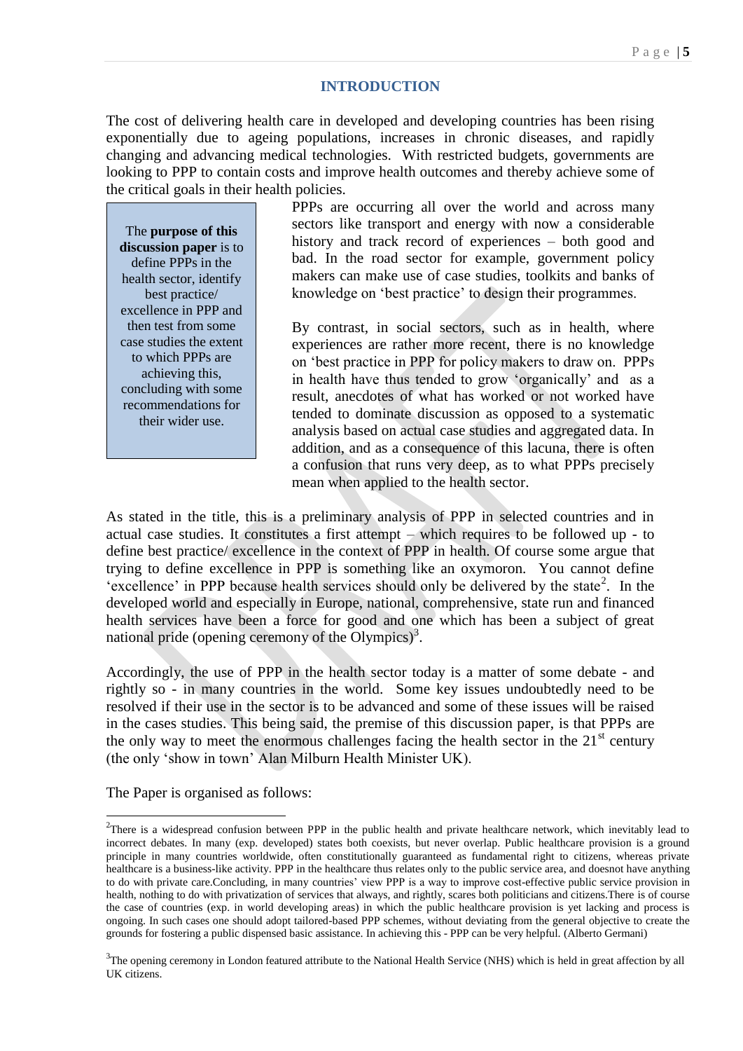## INTRODUCTION

The cost of delivering health care in developed and developing countries has been rising exponentially due to ageing populations, increases in chronic diseases, and rapidly changing and advancing medical technologies. With restricted budgets, governments are looking to PPP to contain costs and improve health outcomes and thereby achieve some of the critical goals in their health policies.

> The **purpose of this discussion paper** is to define PPPs in the health sector, identify best practice/ excellence in PPP and then test from some case studies the extent to which PPPs are achieving this, concluding with some recommendations for their wider use.

PPPs are occurring all over the world and across many sectors like transport and energy with now a considerable history and track record of experiences – both good and bad. In the road sector for example, government policy makers can make use of case studies, toolkits and banks of knowledge on 'best practice' to design their programmes.

By contrast, in social sectors, such as in health, where experiences are rather more recent, there is no knowledge on 'best practice in PPP for policy makers to draw on. PPPs in health have thus tended to grow 'organically' and as a result, anecdotes of what has worked or not worked have tended to dominate discussion as opposed to a systematic analysis based on actual case studies and aggregated data. In addition, and as a consequence of this lacuna, there is often a confusion that runs very deep, as to what PPPs precisely mean when applied to the health sector.

As stated in the title, this is a preliminary analysis of PPP in selected countries and in actual case studies. It constitutes a first attempt – which requires to be followed up - to define best practice/ excellence in the context of PPP in health. Of course some argue that trying to define excellence in PPP is something like an oxymoron. You cannot define 'excellence' in PPP because health services should only be delivered by the state[2]. In the developed world and especially in Europe, national, comprehensive, state run and financed health services have been a force for good and one which has been a subject of great national pride (opening ceremony of the Olympics)[3].

Accordingly, the use of PPP in the health sector today is a matter of some debate - and rightly so - in many countries in the world. Some key issues undoubtedly need to be resolved if their use in the sector is to be advanced and some of these issues will be raised in the cases studies. This being said, the premise of this discussion paper, is that PPPs are the only way to meet the enormous challenges facing the health sector in the 21st century (the only 'show in town' Alan Milburn Health Minister UK).

The Paper is organised as follows:

---

[2] There is a widespread confusion between PPP in the public health and private healthcare network, which inevitably lead to incorrect debates. In many (exp. developed) states both coexists, but never overlap. Public healthcare provision is a ground principle in many countries worldwide, often constitutionally guaranteed as fundamental right to citizens, whereas private healthcare is a business-like activity. PPP in the healthcare thus relates only to the public service area, and doesnot have anything to do with private care.Concluding, in many countries' view PPP is a way to improve cost-effective public service provision in health, nothing to do with privatization of services that always, and rightly, scares both politicians and citizens.There is of course the case of countries (exp. in world developing areas) in which the public healthcare provision is yet lacking and process is ongoing. In such cases one should adopt tailored-based PPP schemes, without deviating from the general objective to create the grounds for fostering a public dispensed basic assistance. In achieving this - PPP can be very helpful. (Alberto Germani)

[3] The opening ceremony in London featured attribute to the National Health Service (NHS) which is held in great affection by all UK citizens.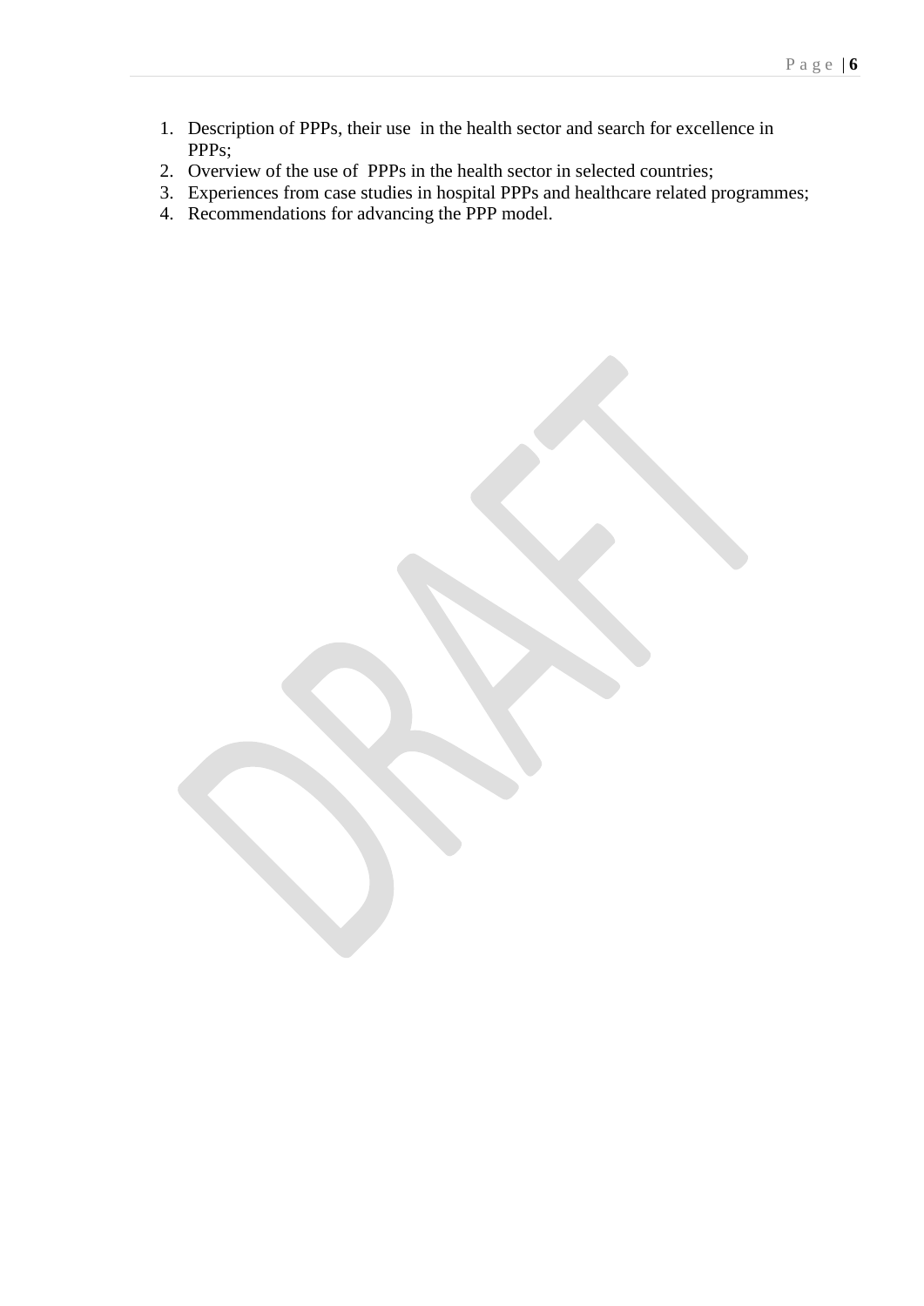1. Description of PPPs, their use in the health sector and search for excellence in PPPs;
2. Overview of the use of PPPs in the health sector in selected countries;
3. Experiences from case studies in hospital PPPs and healthcare related programmes;
4. Recommendations for advancing the PPP model.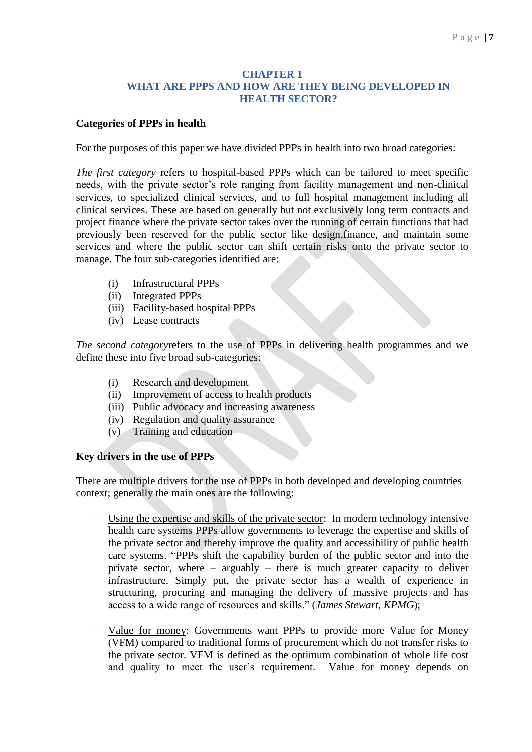## CHAPTER 1
## WHAT ARE PPPS AND HOW ARE THEY BEING DEVELOPED IN HEALTH SECTOR?

### Categories of PPPs in health

For the purposes of this paper we have divided PPPs in health into two broad categories:

*The first category* refers to hospital-based PPPs which can be tailored to meet specific needs, with the private sector's role ranging from facility management and non-clinical services, to specialized clinical services, and to full hospital management including all clinical services. These are based on generally but not exclusively long term contracts and project finance where the private sector takes over the running of certain functions that had previously been reserved for the public sector like design,finance, and maintain some services and where the public sector can shift certain risks onto the private sector to manage. The four sub-categories identified are:

(i) Infrastructural PPPs
(ii) Integrated PPPs
(iii) Facility-based hospital PPPs
(iv) Lease contracts

*The second category*refers to the use of PPPs in delivering health programmes and we define these into five broad sub-categories:

(i) Research and development
(ii) Improvement of access to health products
(iii) Public advocacy and increasing awareness
(iv) Regulation and quality assurance
(v) Training and education

### Key drivers in the use of PPPs

There are multiple drivers for the use of PPPs in both developed and developing countries context; generally the main ones are the following:

- <u>Using the expertise and skills of the private sector</u>: In modern technology intensive health care systems PPPs allow governments to leverage the expertise and skills of the private sector and thereby improve the quality and accessibility of public health care systems. "PPPs shift the capability burden of the public sector and into the private sector, where – arguably – there is much greater capacity to deliver infrastructure. Simply put, the private sector has a wealth of experience in structuring, procuring and managing the delivery of massive projects and has access to a wide range of resources and skills." (*James Stewart, KPMG*);

- <u>Value for money</u>: Governments want PPPs to provide more Value for Money (VFM) compared to traditional forms of procurement which do not transfer risks to the private sector. VFM is defined as the optimum combination of whole life cost and quality to meet the user's requirement. Value for money depends on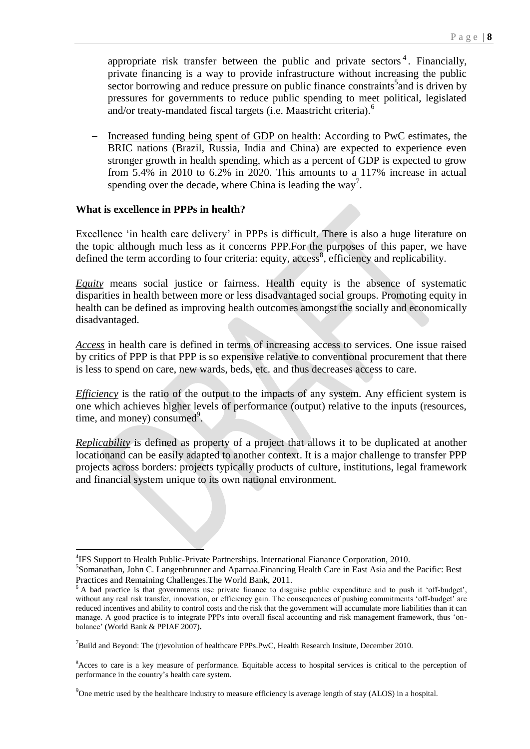appropriate risk transfer between the public and private sectors[4]. Financially, private financing is a way to provide infrastructure without increasing the public sector borrowing and reduce pressure on public finance constraints[5]and is driven by pressures for governments to reduce public spending to meet political, legislated and/or treaty-mandated fiscal targets (i.e. Maastricht criteria).[6]

- Increased funding being spent of GDP on health: According to PwC estimates, the BRIC nations (Brazil, Russia, India and China) are expected to experience even stronger growth in health spending, which as a percent of GDP is expected to grow from 5.4% in 2010 to 6.2% in 2020. This amounts to a 117% increase in actual spending over the decade, where China is leading the way[7].

**What is excellence in PPPs in health?**

Excellence 'in health care delivery' in PPPs is difficult. There is also a huge literature on the topic although much less as it concerns PPP.For the purposes of this paper, we have defined the term according to four criteria: equity, access[8], efficiency and replicability.

*Equity* means social justice or fairness. Health equity is the absence of systematic disparities in health between more or less disadvantaged social groups. Promoting equity in health can be defined as improving health outcomes amongst the socially and economically disadvantaged.

*Access* in health care is defined in terms of increasing access to services. One issue raised by critics of PPP is that PPP is so expensive relative to conventional procurement that there is less to spend on care, new wards, beds, etc. and thus decreases access to care.

*Efficiency* is the ratio of the output to the impacts of any system. Any efficient system is one which achieves higher levels of performance (output) relative to the inputs (resources, time, and money) consumed[9].

*Replicability* is defined as property of a project that allows it to be duplicated at another locationand can be easily adapted to another context. It is a major challenge to transfer PPP projects across borders: projects typically products of culture, institutions, legal framework and financial system unique to its own national environment.

---

[4]IFS Support to Health Public-Private Partnerships. International Fianance Corporation, 2010.

[5]Somanathan, John C. Langenbrunner and Aparnaa.Financing Health Care in East Asia and the Pacific: Best Practices and Remaining Challenges.The World Bank, 2011.

[6] A bad practice is that governments use private finance to disguise public expenditure and to push it 'off-budget', without any real risk transfer, innovation, or efficiency gain. The consequences of pushing commitments 'off-budget' are reduced incentives and ability to control costs and the risk that the government will accumulate more liabilities than it can manage. A good practice is to integrate PPPs into overall fiscal accounting and risk management framework, thus 'on-balance' (World Bank & PPIAF 2007)**.**

[7]Build and Beyond: The (r)evolution of healthcare PPPs.PwC, Health Research Insitute, December 2010.

[8]Acces to care is a key measure of performance. Equitable access to hospital services is critical to the perception of performance in the country's health care system.

[9]One metric used by the healthcare industry to measure efficiency is average length of stay (ALOS) in a hospital.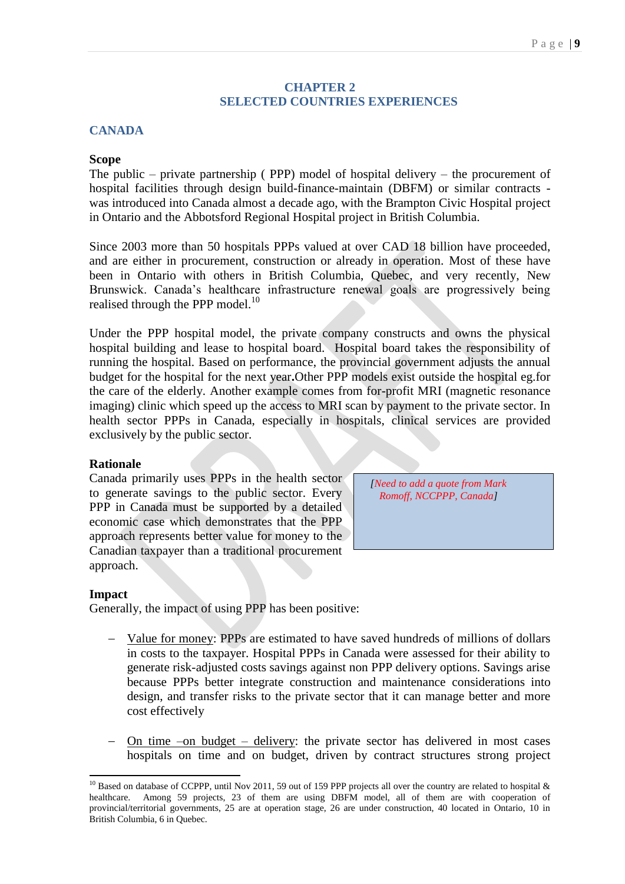# CHAPTER 2
# SELECTED COUNTRIES EXPERIENCES

## CANADA

### Scope

The public – private partnership ( PPP) model of hospital delivery – the procurement of hospital facilities through design build-finance-maintain (DBFM) or similar contracts - was introduced into Canada almost a decade ago, with the Brampton Civic Hospital project in Ontario and the Abbotsford Regional Hospital project in British Columbia.

Since 2003 more than 50 hospitals PPPs valued at over CAD 18 billion have proceeded, and are either in procurement, construction or already in operation. Most of these have been in Ontario with others in British Columbia, Quebec, and very recently, New Brunswick. Canada's healthcare infrastructure renewal goals are progressively being realised through the PPP model.[10]

Under the PPP hospital model, the private company constructs and owns the physical hospital building and lease to hospital board. Hospital board takes the responsibility of running the hospital. Based on performance, the provincial government adjusts the annual budget for the hospital for the next year**.**Other PPP models exist outside the hospital eg.for the care of the elderly. Another example comes from for-profit MRI (magnetic resonance imaging) clinic which speed up the access to MRI scan by payment to the private sector. In health sector PPPs in Canada, especially in hospitals, clinical services are provided exclusively by the public sector.

### Rationale

Canada primarily uses PPPs in the health sector to generate savings to the public sector. Every PPP in Canada must be supported by a detailed economic case which demonstrates that the PPP approach represents better value for money to the Canadian taxpayer than a traditional procurement approach.

> *[Need to add a quote from Mark Romoff, NCCPPP, Canada]*

### Impact

Generally, the impact of using PPP has been positive:

- Value for money: PPPs are estimated to have saved hundreds of millions of dollars in costs to the taxpayer. Hospital PPPs in Canada were assessed for their ability to generate risk-adjusted costs savings against non PPP delivery options. Savings arise because PPPs better integrate construction and maintenance considerations into design, and transfer risks to the private sector that it can manage better and more cost effectively

- On time –on budget – delivery: the private sector has delivered in most cases hospitals on time and on budget, driven by contract structures strong project

---

[10] Based on database of CCPPP, until Nov 2011, 59 out of 159 PPP projects all over the country are related to hospital & healthcare. Among 59 projects, 23 of them are using DBFM model, all of them are with cooperation of provincial/territorial governments, 25 are at operation stage, 26 are under construction, 40 located in Ontario, 10 in British Columbia, 6 in Quebec.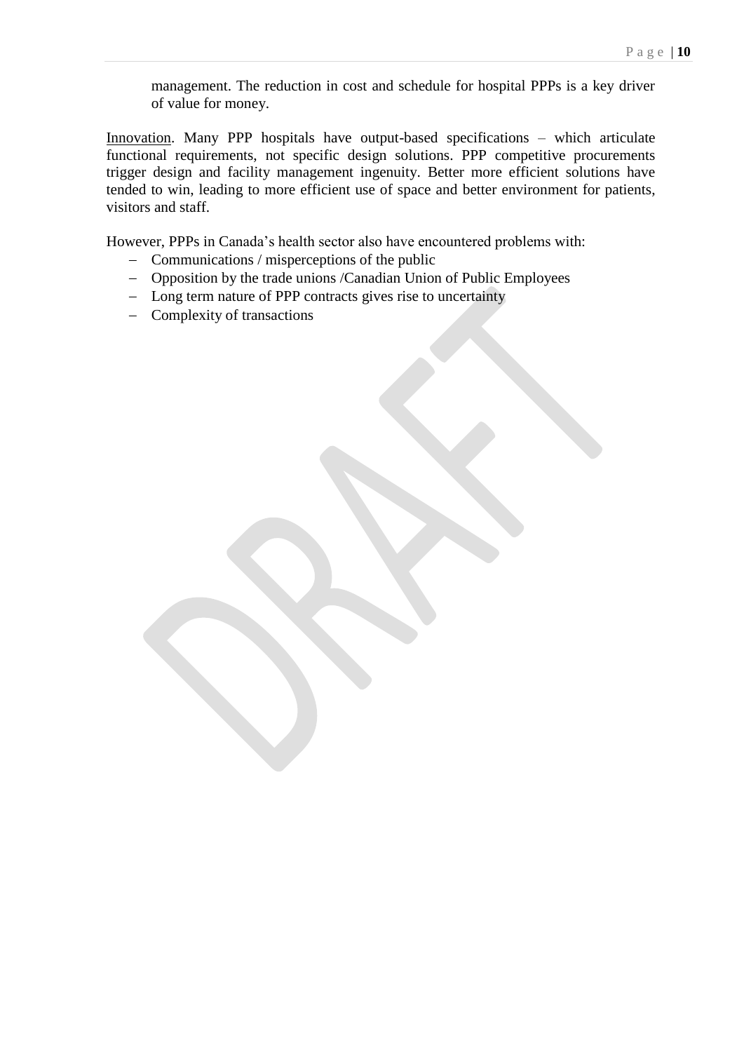management. The reduction in cost and schedule for hospital PPPs is a key driver of value for money.

<u>Innovation</u>. Many PPP hospitals have output-based specifications – which articulate functional requirements, not specific design solutions. PPP competitive procurements trigger design and facility management ingenuity. Better more efficient solutions have tended to win, leading to more efficient use of space and better environment for patients, visitors and staff.

However, PPPs in Canada's health sector also have encountered problems with:

- Communications / misperceptions of the public
- Opposition by the trade unions /Canadian Union of Public Employees
- Long term nature of PPP contracts gives rise to uncertainty
- Complexity of transactions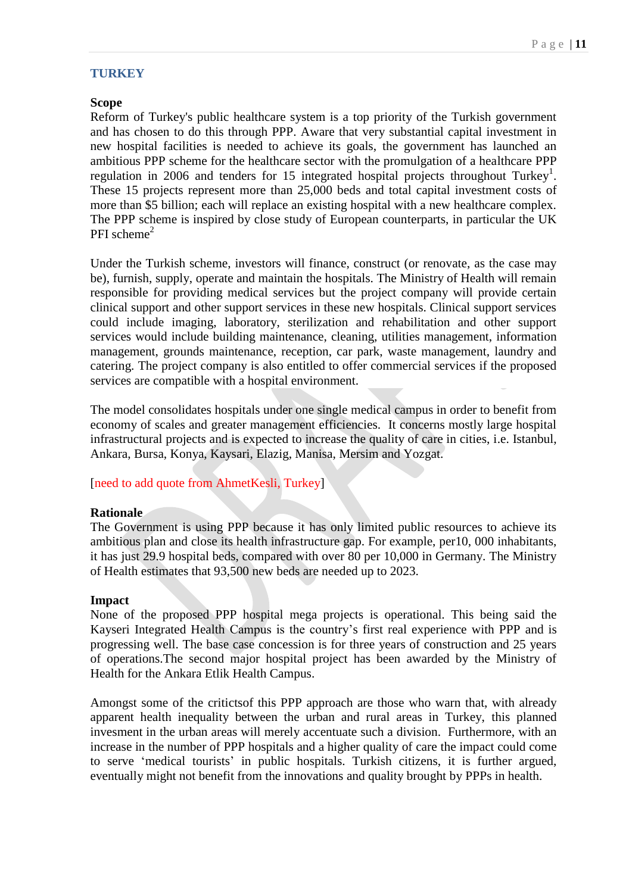## TURKEY

### Scope

Reform of Turkey's public healthcare system is a top priority of the Turkish government and has chosen to do this through PPP. Aware that very substantial capital investment in new hospital facilities is needed to achieve its goals, the government has launched an ambitious PPP scheme for the healthcare sector with the promulgation of a healthcare PPP regulation in 2006 and tenders for 15 integrated hospital projects throughout Turkey[1]. These 15 projects represent more than 25,000 beds and total capital investment costs of more than $5 billion; each will replace an existing hospital with a new healthcare complex. The PPP scheme is inspired by close study of European counterparts, in particular the UK PFI scheme[2]

Under the Turkish scheme, investors will finance, construct (or renovate, as the case may be), furnish, supply, operate and maintain the hospitals. The Ministry of Health will remain responsible for providing medical services but the project company will provide certain clinical support and other support services in these new hospitals. Clinical support services could include imaging, laboratory, sterilization and rehabilitation and other support services would include building maintenance, cleaning, utilities management, information management, grounds maintenance, reception, car park, waste management, laundry and catering. The project company is also entitled to offer commercial services if the proposed services are compatible with a hospital environment.

The model consolidates hospitals under one single medical campus in order to benefit from economy of scales and greater management efficiencies. It concerns mostly large hospital infrastructural projects and is expected to increase the quality of care in cities, i.e. Istanbul, Ankara, Bursa, Konya, Kaysari, Elazig, Manisa, Mersim and Yozgat.

[need to add quote from AhmetKesli, Turkey]

### Rationale

The Government is using PPP because it has only limited public resources to achieve its ambitious plan and close its health infrastructure gap. For example, per10, 000 inhabitants, it has just 29.9 hospital beds, compared with over 80 per 10,000 in Germany. The Ministry of Health estimates that 93,500 new beds are needed up to 2023.

### Impact

None of the proposed PPP hospital mega projects is operational. This being said the Kayseri Integrated Health Campus is the country's first real experience with PPP and is progressing well. The base case concession is for three years of construction and 25 years of operations.The second major hospital project has been awarded by the Ministry of Health for the Ankara Etlik Health Campus.

Amongst some of the critictsof this PPP approach are those who warn that, with already apparent health inequality between the urban and rural areas in Turkey, this planned invesment in the urban areas will merely accentuate such a division. Furthermore, with an increase in the number of PPP hospitals and a higher quality of care the impact could come to serve 'medical tourists' in public hospitals. Turkish citizens, it is further argued, eventually might not benefit from the innovations and quality brought by PPPs in health.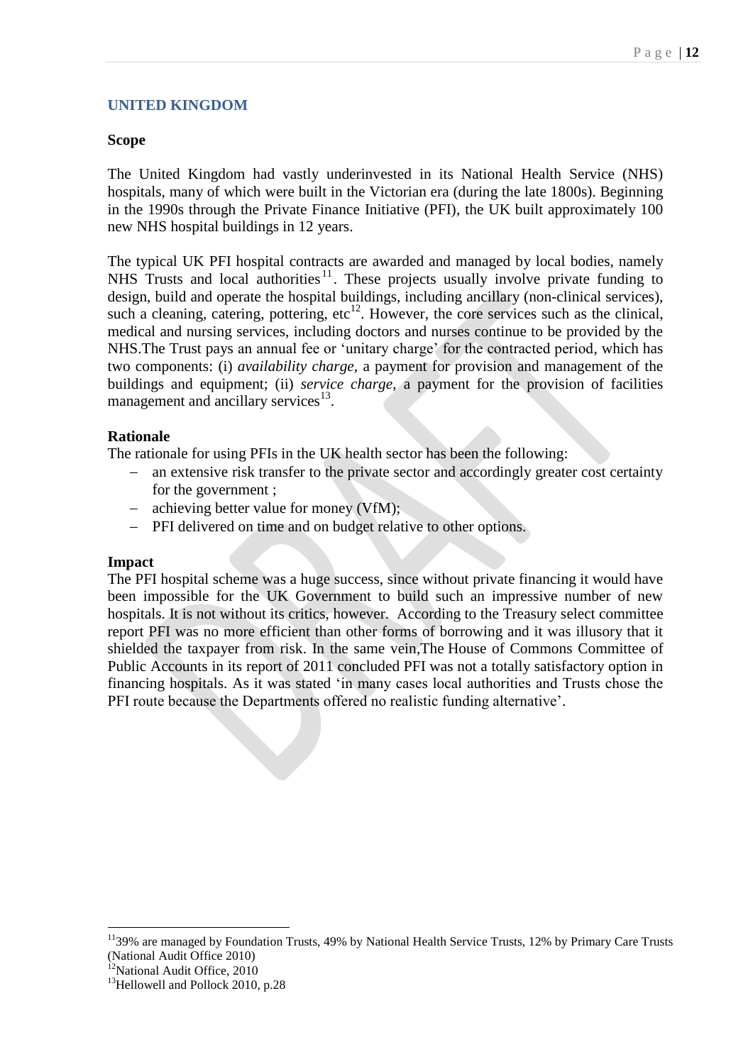## UNITED KINGDOM

### Scope

The United Kingdom had vastly underinvested in its National Health Service (NHS) hospitals, many of which were built in the Victorian era (during the late 1800s). Beginning in the 1990s through the Private Finance Initiative (PFI), the UK built approximately 100 new NHS hospital buildings in 12 years.

The typical UK PFI hospital contracts are awarded and managed by local bodies, namely NHS Trusts and local authorities[11]. These projects usually involve private funding to design, build and operate the hospital buildings, including ancillary (non-clinical services), such a cleaning, catering, pottering, etc[12]. However, the core services such as the clinical, medical and nursing services, including doctors and nurses continue to be provided by the NHS.The Trust pays an annual fee or 'unitary charge' for the contracted period, which has two components: (i) *availability charge*, a payment for provision and management of the buildings and equipment; (ii) *service charge*, a payment for the provision of facilities management and ancillary services[13].

### Rationale

The rationale for using PFIs in the UK health sector has been the following:

- an extensive risk transfer to the private sector and accordingly greater cost certainty for the government ;
- achieving better value for money (VfM);
- PFI delivered on time and on budget relative to other options.

### Impact

The PFI hospital scheme was a huge success, since without private financing it would have been impossible for the UK Government to build such an impressive number of new hospitals. It is not without its critics, however. According to the Treasury select committee report PFI was no more efficient than other forms of borrowing and it was illusory that it shielded the taxpayer from risk. In the same vein,The House of Commons Committee of Public Accounts in its report of 2011 concluded PFI was not a totally satisfactory option in financing hospitals. As it was stated 'in many cases local authorities and Trusts chose the PFI route because the Departments offered no realistic funding alternative'.

---

[11] 39% are managed by Foundation Trusts, 49% by National Health Service Trusts, 12% by Primary Care Trusts (National Audit Office 2010)

[12] National Audit Office, 2010

[13] Hellowell and Pollock 2010, p.28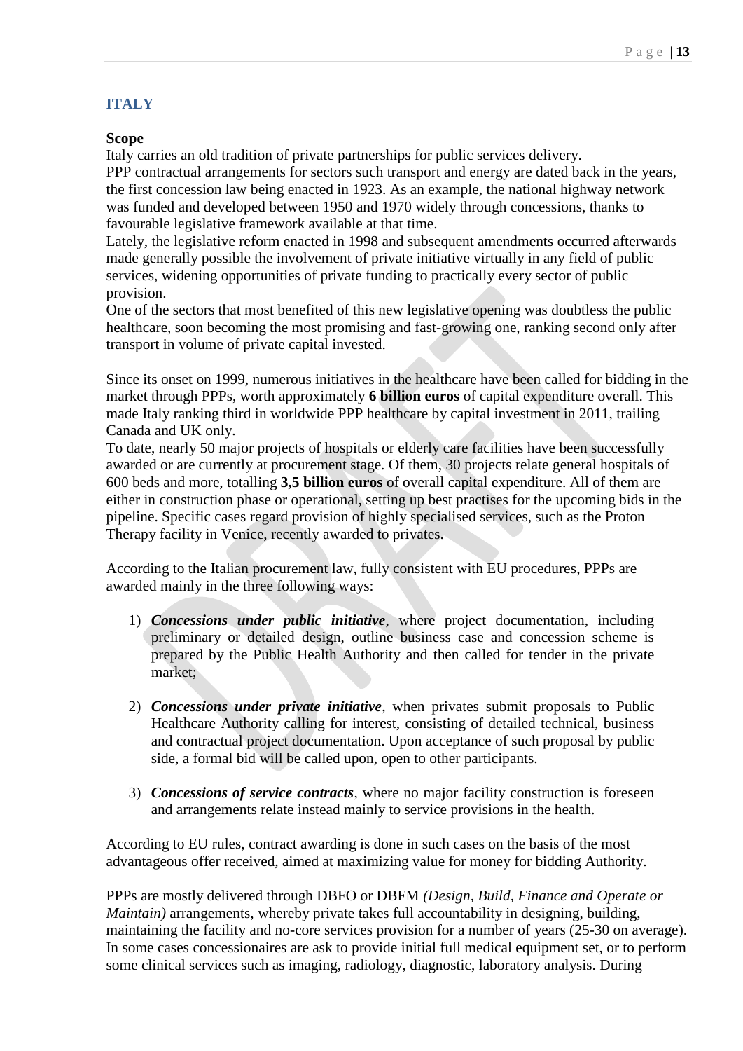## ITALY

### Scope

Italy carries an old tradition of private partnerships for public services delivery.
PPP contractual arrangements for sectors such transport and energy are dated back in the years, the first concession law being enacted in 1923. As an example, the national highway network was funded and developed between 1950 and 1970 widely through concessions, thanks to favourable legislative framework available at that time.
Lately, the legislative reform enacted in 1998 and subsequent amendments occurred afterwards made generally possible the involvement of private initiative virtually in any field of public services, widening opportunities of private funding to practically every sector of public provision.
One of the sectors that most benefited of this new legislative opening was doubtless the public healthcare, soon becoming the most promising and fast-growing one, ranking second only after transport in volume of private capital invested.

Since its onset on 1999, numerous initiatives in the healthcare have been called for bidding in the market through PPPs, worth approximately **6 billion euros** of capital expenditure overall. This made Italy ranking third in worldwide PPP healthcare by capital investment in 2011, trailing Canada and UK only.
To date, nearly 50 major projects of hospitals or elderly care facilities have been successfully awarded or are currently at procurement stage. Of them, 30 projects relate general hospitals of 600 beds and more, totalling **3,5 billion euros** of overall capital expenditure. All of them are either in construction phase or operational, setting up best practises for the upcoming bids in the pipeline. Specific cases regard provision of highly specialised services, such as the Proton Therapy facility in Venice, recently awarded to privates.

According to the Italian procurement law, fully consistent with EU procedures, PPPs are awarded mainly in the three following ways:

1) ***Concessions under public initiative***, where project documentation, including preliminary or detailed design, outline business case and concession scheme is prepared by the Public Health Authority and then called for tender in the private market;

2) ***Concessions under private initiative***, when privates submit proposals to Public Healthcare Authority calling for interest, consisting of detailed technical, business and contractual project documentation. Upon acceptance of such proposal by public side, a formal bid will be called upon, open to other participants.

3) ***Concessions of service contracts***, where no major facility construction is foreseen and arrangements relate instead mainly to service provisions in the health.

According to EU rules, contract awarding is done in such cases on the basis of the most advantageous offer received, aimed at maximizing value for money for bidding Authority.

PPPs are mostly delivered through DBFO or DBFM *(Design, Build, Finance and Operate or Maintain)* arrangements, whereby private takes full accountability in designing, building, maintaining the facility and no-core services provision for a number of years (25-30 on average). In some cases concessionaires are ask to provide initial full medical equipment set, or to perform some clinical services such as imaging, radiology, diagnostic, laboratory analysis. During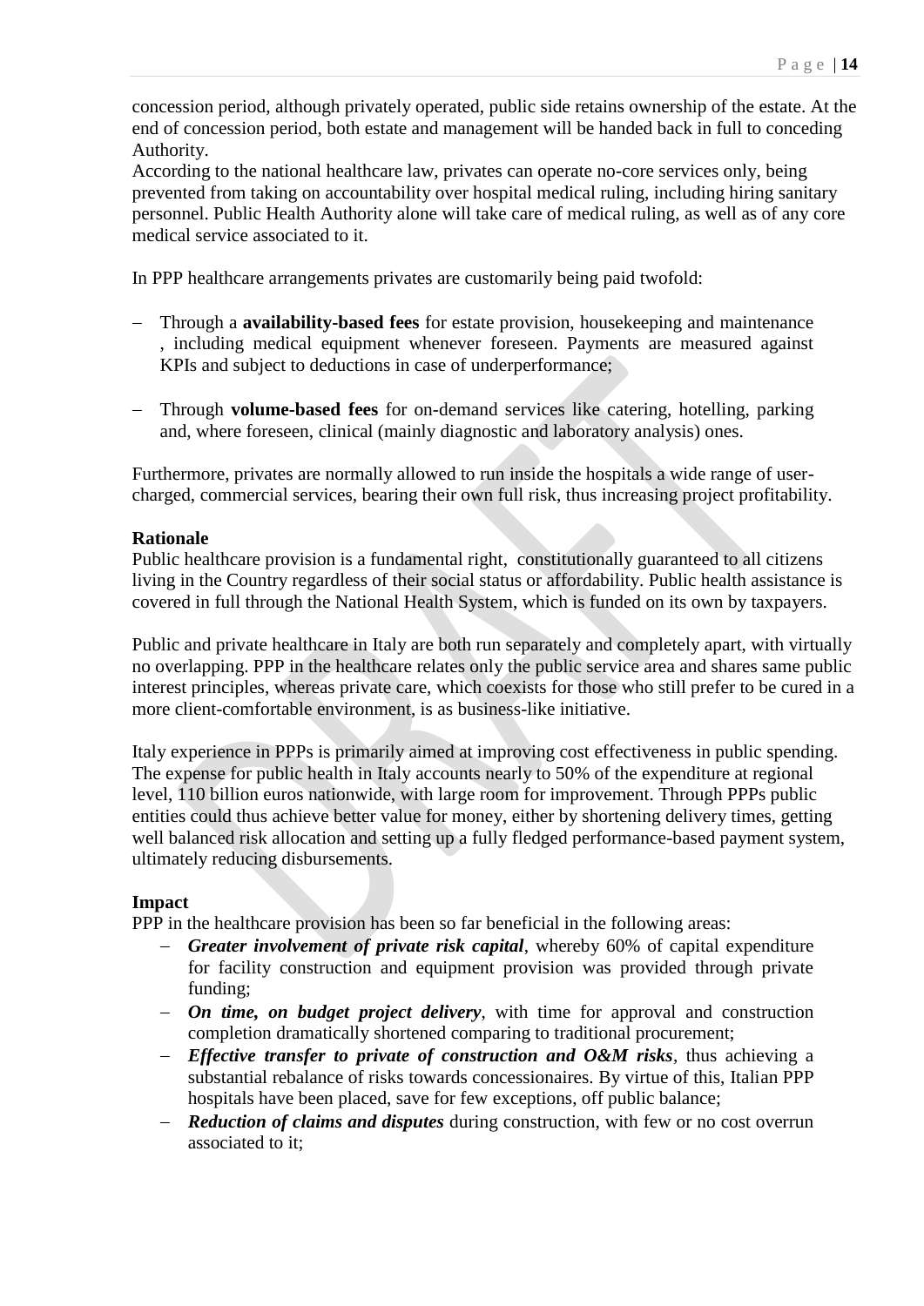concession period, although privately operated, public side retains ownership of the estate. At the end of concession period, both estate and management will be handed back in full to conceding Authority.
According to the national healthcare law, privates can operate no-core services only, being prevented from taking on accountability over hospital medical ruling, including hiring sanitary personnel. Public Health Authority alone will take care of medical ruling, as well as of any core medical service associated to it.

In PPP healthcare arrangements privates are customarily being paid twofold:

- Through a **availability-based fees** for estate provision, housekeeping and maintenance , including medical equipment whenever foreseen. Payments are measured against KPIs and subject to deductions in case of underperformance;

- Through **volume-based fees** for on-demand services like catering, hotelling, parking and, where foreseen, clinical (mainly diagnostic and laboratory analysis) ones.

Furthermore, privates are normally allowed to run inside the hospitals a wide range of user-charged, commercial services, bearing their own full risk, thus increasing project profitability.

**Rationale**
Public healthcare provision is a fundamental right, constitutionally guaranteed to all citizens living in the Country regardless of their social status or affordability. Public health assistance is covered in full through the National Health System, which is funded on its own by taxpayers.

Public and private healthcare in Italy are both run separately and completely apart, with virtually no overlapping. PPP in the healthcare relates only the public service area and shares same public interest principles, whereas private care, which coexists for those who still prefer to be cured in a more client-comfortable environment, is as business-like initiative.

Italy experience in PPPs is primarily aimed at improving cost effectiveness in public spending. The expense for public health in Italy accounts nearly to 50% of the expenditure at regional level, 110 billion euros nationwide, with large room for improvement. Through PPPs public entities could thus achieve better value for money, either by shortening delivery times, getting well balanced risk allocation and setting up a fully fledged performance-based payment system, ultimately reducing disbursements.

**Impact**
PPP in the healthcare provision has been so far beneficial in the following areas:

- ***Greater involvement of private risk capital***, whereby 60% of capital expenditure for facility construction and equipment provision was provided through private funding;
- ***On time, on budget project delivery***, with time for approval and construction completion dramatically shortened comparing to traditional procurement;
- ***Effective transfer to private of construction and O&M risks***, thus achieving a substantial rebalance of risks towards concessionaires. By virtue of this, Italian PPP hospitals have been placed, save for few exceptions, off public balance;
- ***Reduction of claims and disputes*** during construction, with few or no cost overrun associated to it;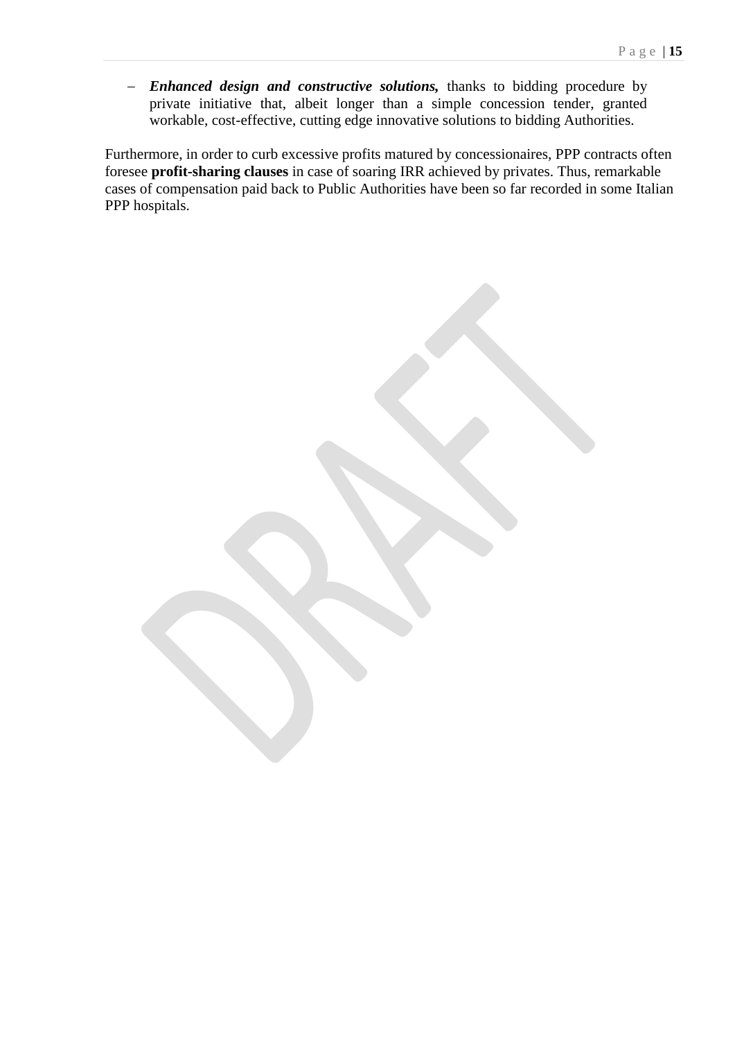- ***Enhanced design and constructive solutions,*** thanks to bidding procedure by private initiative that, albeit longer than a simple concession tender, granted workable, cost-effective, cutting edge innovative solutions to bidding Authorities.

Furthermore, in order to curb excessive profits matured by concessionaires, PPP contracts often foresee **profit-sharing clauses** in case of soaring IRR achieved by privates. Thus, remarkable cases of compensation paid back to Public Authorities have been so far recorded in some Italian PPP hospitals.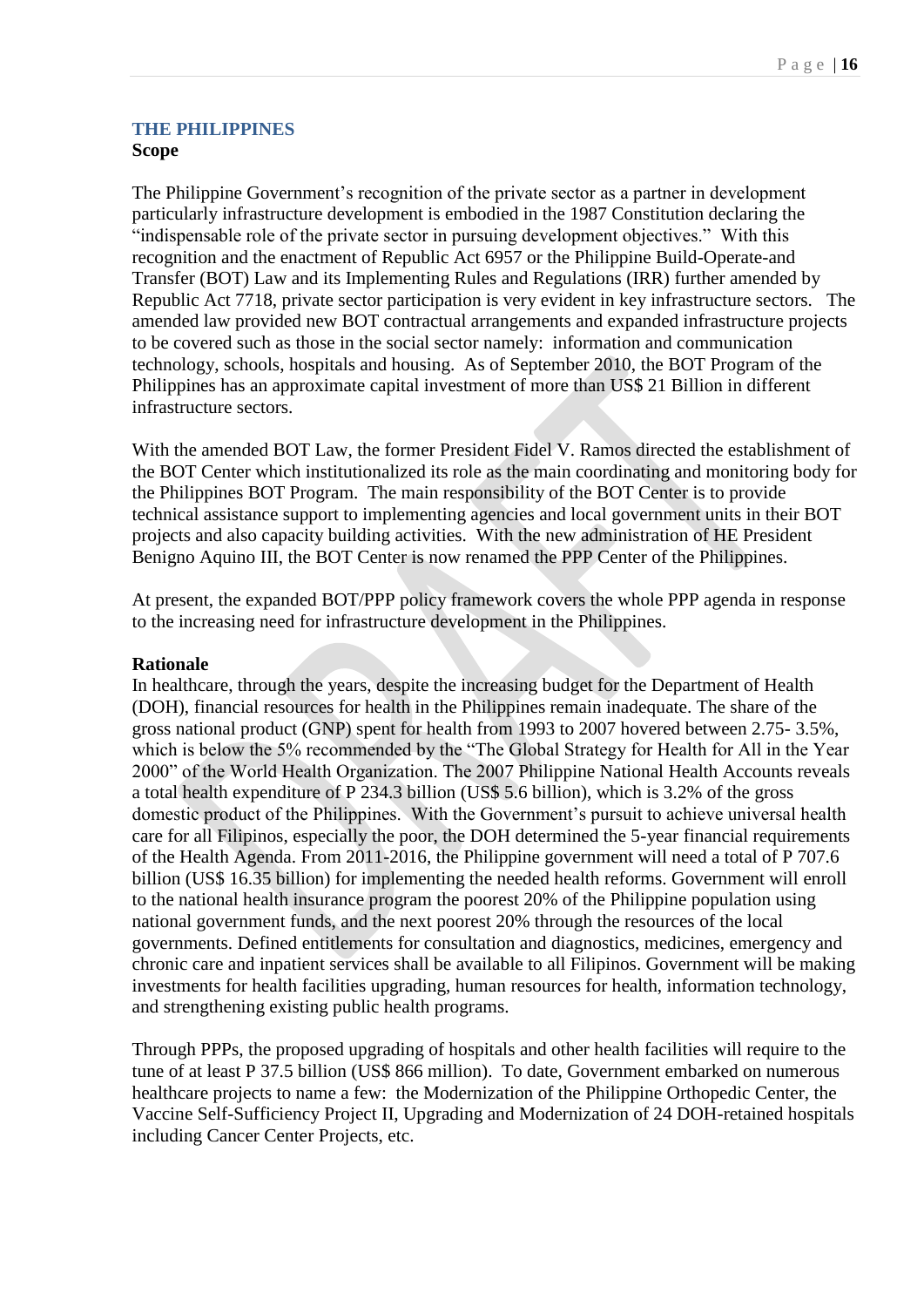## THE PHILIPPINES

**Scope**

The Philippine Government's recognition of the private sector as a partner in development particularly infrastructure development is embodied in the 1987 Constitution declaring the "indispensable role of the private sector in pursuing development objectives." With this recognition and the enactment of Republic Act 6957 or the Philippine Build-Operate-and Transfer (BOT) Law and its Implementing Rules and Regulations (IRR) further amended by Republic Act 7718, private sector participation is very evident in key infrastructure sectors. The amended law provided new BOT contractual arrangements and expanded infrastructure projects to be covered such as those in the social sector namely: information and communication technology, schools, hospitals and housing. As of September 2010, the BOT Program of the Philippines has an approximate capital investment of more than US$ 21 Billion in different infrastructure sectors.

With the amended BOT Law, the former President Fidel V. Ramos directed the establishment of the BOT Center which institutionalized its role as the main coordinating and monitoring body for the Philippines BOT Program. The main responsibility of the BOT Center is to provide technical assistance support to implementing agencies and local government units in their BOT projects and also capacity building activities. With the new administration of HE President Benigno Aquino III, the BOT Center is now renamed the PPP Center of the Philippines.

At present, the expanded BOT/PPP policy framework covers the whole PPP agenda in response to the increasing need for infrastructure development in the Philippines.

**Rationale**

In healthcare, through the years, despite the increasing budget for the Department of Health (DOH), financial resources for health in the Philippines remain inadequate. The share of the gross national product (GNP) spent for health from 1993 to 2007 hovered between 2.75- 3.5%, which is below the 5% recommended by the "The Global Strategy for Health for All in the Year 2000" of the World Health Organization. The 2007 Philippine National Health Accounts reveals a total health expenditure of P 234.3 billion (US$ 5.6 billion), which is 3.2% of the gross domestic product of the Philippines. With the Government's pursuit to achieve universal health care for all Filipinos, especially the poor, the DOH determined the 5-year financial requirements of the Health Agenda. From 2011-2016, the Philippine government will need a total of P 707.6 billion (US$ 16.35 billion) for implementing the needed health reforms. Government will enroll to the national health insurance program the poorest 20% of the Philippine population using national government funds, and the next poorest 20% through the resources of the local governments. Defined entitlements for consultation and diagnostics, medicines, emergency and chronic care and inpatient services shall be available to all Filipinos. Government will be making investments for health facilities upgrading, human resources for health, information technology, and strengthening existing public health programs.

Through PPPs, the proposed upgrading of hospitals and other health facilities will require to the tune of at least P 37.5 billion (US$ 866 million). To date, Government embarked on numerous healthcare projects to name a few: the Modernization of the Philippine Orthopedic Center, the Vaccine Self-Sufficiency Project II, Upgrading and Modernization of 24 DOH-retained hospitals including Cancer Center Projects, etc.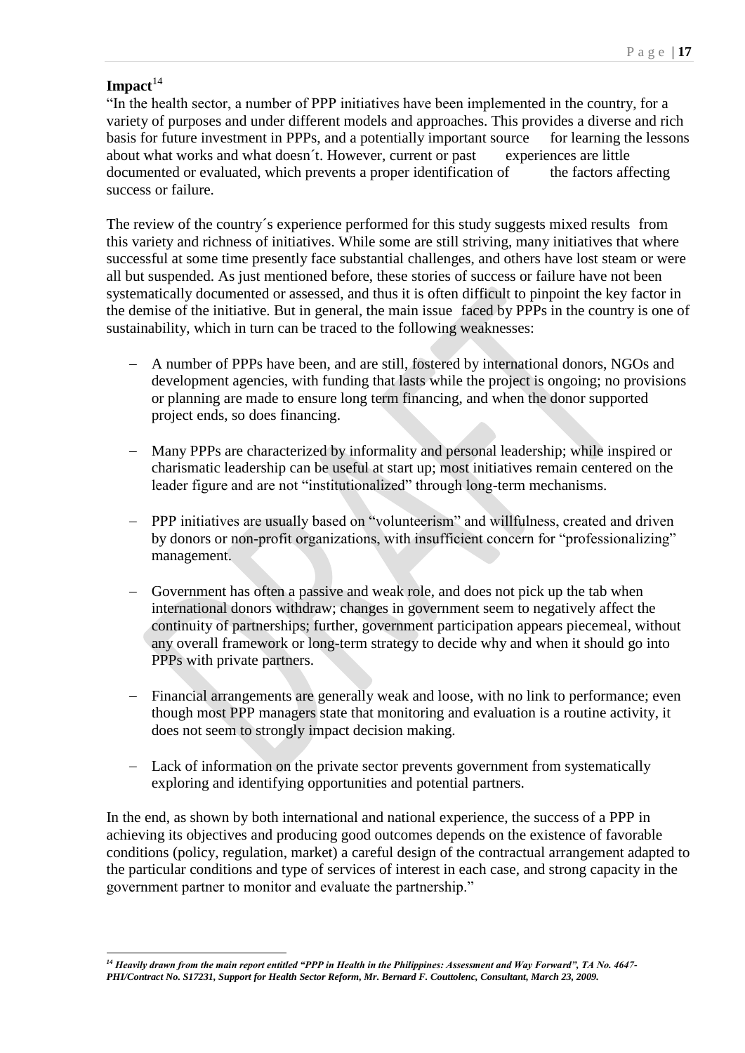**Impact**[14]

"In the health sector, a number of PPP initiatives have been implemented in the country, for a variety of purposes and under different models and approaches. This provides a diverse and rich basis for future investment in PPPs, and a potentially important source for learning the lessons about what works and what doesn´t. However, current or past experiences are little documented or evaluated, which prevents a proper identification of the factors affecting success or failure.

The review of the country´s experience performed for this study suggests mixed results from this variety and richness of initiatives. While some are still striving, many initiatives that where successful at some time presently face substantial challenges, and others have lost steam or were all but suspended. As just mentioned before, these stories of success or failure have not been systematically documented or assessed, and thus it is often difficult to pinpoint the key factor in the demise of the initiative. But in general, the main issue faced by PPPs in the country is one of sustainability, which in turn can be traced to the following weaknesses:

- A number of PPPs have been, and are still, fostered by international donors, NGOs and development agencies, with funding that lasts while the project is ongoing; no provisions or planning are made to ensure long term financing, and when the donor supported project ends, so does financing.

- Many PPPs are characterized by informality and personal leadership; while inspired or charismatic leadership can be useful at start up; most initiatives remain centered on the leader figure and are not "institutionalized" through long-term mechanisms.

- PPP initiatives are usually based on "volunteerism" and willfulness, created and driven by donors or non-profit organizations, with insufficient concern for "professionalizing" management.

- Government has often a passive and weak role, and does not pick up the tab when international donors withdraw; changes in government seem to negatively affect the continuity of partnerships; further, government participation appears piecemeal, without any overall framework or long-term strategy to decide why and when it should go into PPPs with private partners.

- Financial arrangements are generally weak and loose, with no link to performance; even though most PPP managers state that monitoring and evaluation is a routine activity, it does not seem to strongly impact decision making.

- Lack of information on the private sector prevents government from systematically exploring and identifying opportunities and potential partners.

In the end, as shown by both international and national experience, the success of a PPP in achieving its objectives and producing good outcomes depends on the existence of favorable conditions (policy, regulation, market) a careful design of the contractual arrangement adapted to the particular conditions and type of services of interest in each case, and strong capacity in the government partner to monitor and evaluate the partnership."

---

[14] ***Heavily drawn from the main report entitled "PPP in Health in the Philippines: Assessment and Way Forward", TA No. 4647-PHI/Contract No. S17231, Support for Health Sector Reform, Mr. Bernard F. Couttolenc, Consultant, March 23, 2009.***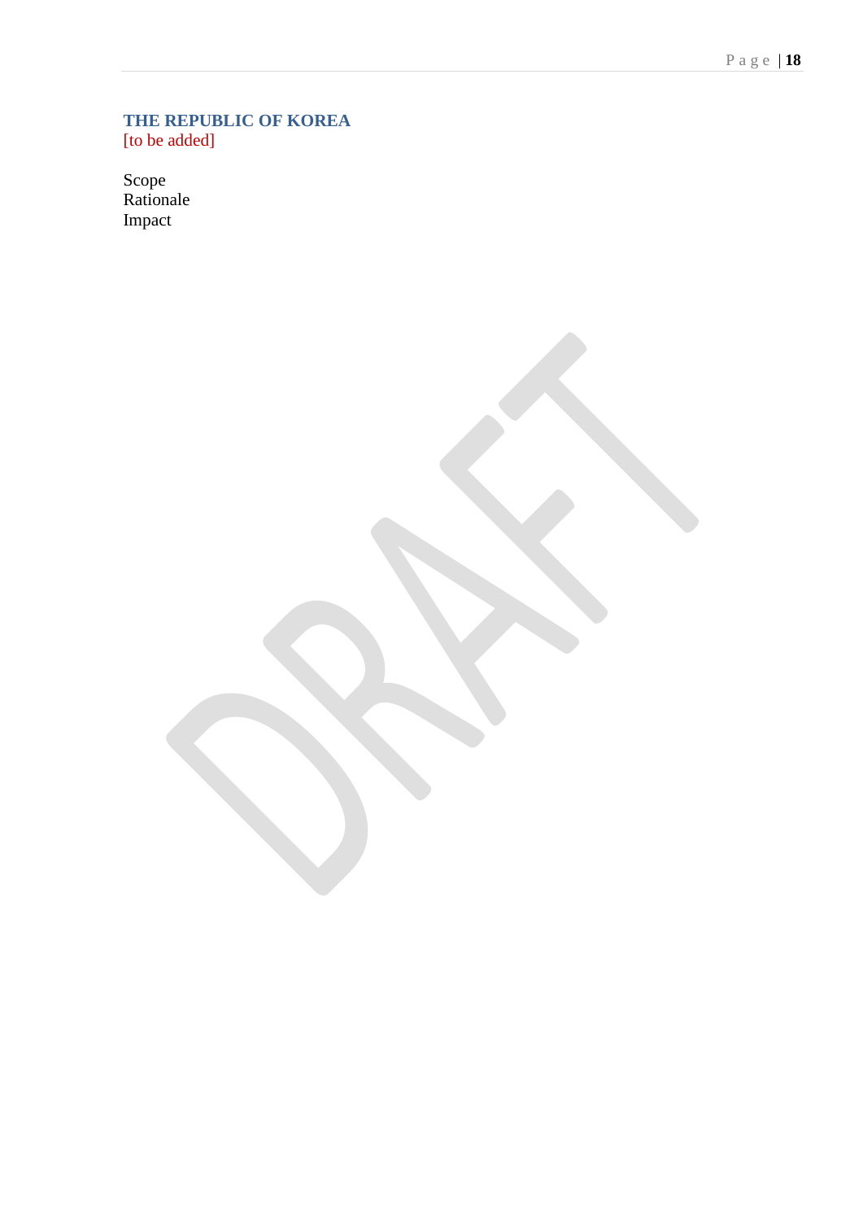## THE REPUBLIC OF KOREA

[to be added]

Scope
Rationale
Impact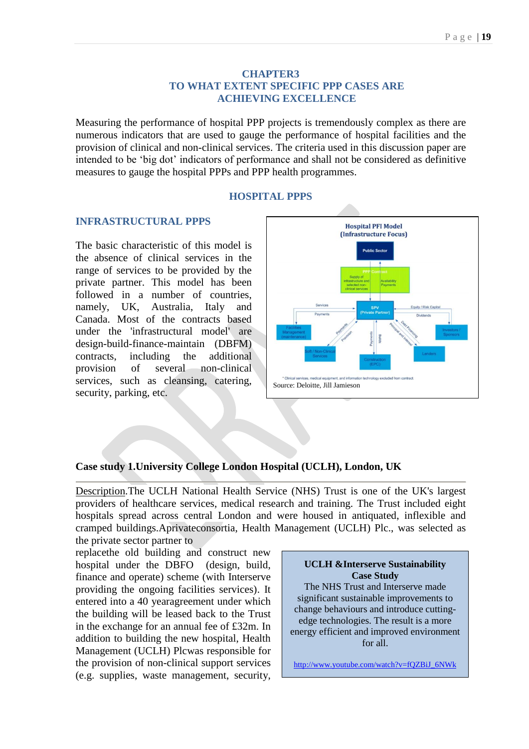# CHAPTER3
# TO WHAT EXTENT SPECIFIC PPP CASES ARE ACHIEVING EXCELLENCE

Measuring the performance of hospital PPP projects is tremendously complex as there are numerous indicators that are used to gauge the performance of hospital facilities and the provision of clinical and non-clinical services. The criteria used in this discussion paper are intended to be 'big dot' indicators of performance and shall not be considered as definitive measures to gauge the hospital PPPs and PPP health programmes.

## HOSPITAL PPPS

### INFRASTRUCTURAL PPPS

The basic characteristic of this model is the absence of clinical services in the range of services to be provided by the private partner. This model has been followed in a number of countries, namely, UK, Australia, Italy and Canada. Most of the contracts based under the 'infrastructural model' are design-build-finance-maintain (DBFM) contracts, including the additional provision of several non-clinical services, such as cleansing, catering, security, parking, etc.

**Hospital PFI Model (Infrastructure Focus)**

Public Sector; PPP Contract: Supply of infrastructure and selected non-clinical services; Availability Payments; SPV (Private Partner); Services; Payments; Equity / Risk Capital; Dividends; Facilities Management (maintenance); Investors / Sponsors; Payments; Provision; Payments; Builds; Debt Financing; Principal and Interest; Soft / Non-Clinical Services; Construction (EPC); Lenders

* Clinical services, medical equipment, and information technology excluded from contract.

Source: Deloitte, Jill Jamieson

**Case study 1.University College London Hospital (UCLH), London, UK**

Description.The UCLH National Health Service (NHS) Trust is one of the UK's largest providers of healthcare services, medical research and training. The Trust included eight hospitals spread across central London and were housed in antiquated, inflexible and cramped buildings.Aprivateconsortia, Health Management (UCLH) Plc., was selected as the private sector partner to replacethe old building and construct new hospital under the DBFO (design, build, finance and operate) scheme (with Interserve providing the ongoing facilities services). It entered into a 40 yeargreement under which the building will be leased back to the Trust in the exchange for an annual fee of £32m. In addition to building the new hospital, Health Management (UCLH) Plcwas responsible for the provision of non-clinical support services (e.g. supplies, waste management, security,

> **UCLH &Interserve Sustainability Case Study**
> The NHS Trust and Interserve made significant sustainable improvements to change behaviours and introduce cutting-edge technologies. The result is a more energy efficient and improved environment for all.
>
> http://www.youtube.com/watch?v=fQZBiJ_6NWk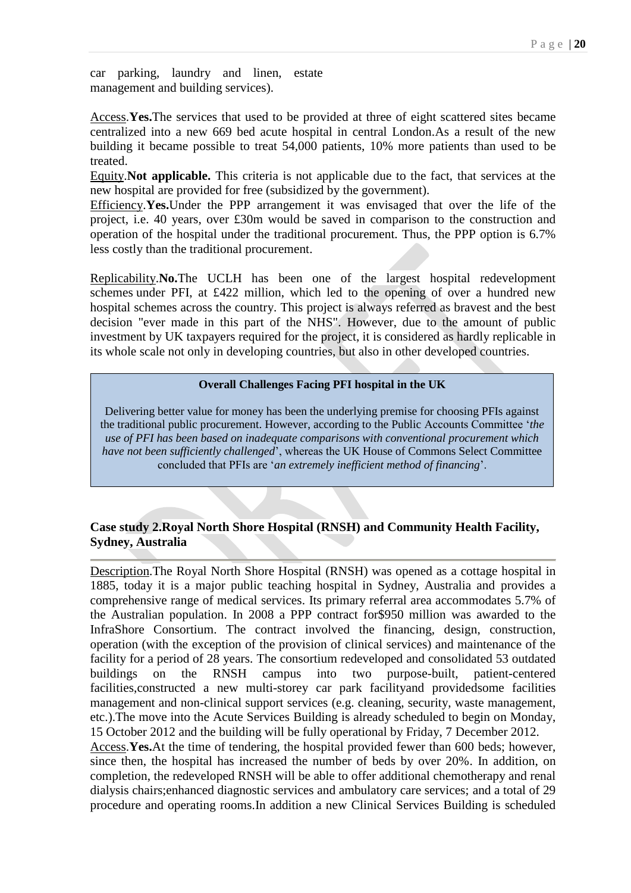car parking, laundry and linen, estate management and building services).

Access.**Yes.**The services that used to be provided at three of eight scattered sites became centralized into a new 669 bed acute hospital in central London.As a result of the new building it became possible to treat 54,000 patients, 10% more patients than used to be treated.

Equity.**Not applicable.** This criteria is not applicable due to the fact, that services at the new hospital are provided for free (subsidized by the government).

Efficiency.**Yes.**Under the PPP arrangement it was envisaged that over the life of the project, i.e. 40 years, over £30m would be saved in comparison to the construction and operation of the hospital under the traditional procurement. Thus, the PPP option is 6.7% less costly than the traditional procurement.

Replicability.**No.**The UCLH has been one of the largest hospital redevelopment schemes under PFI, at £422 million, which led to the opening of over a hundred new hospital schemes across the country. This project is always referred as bravest and the best decision "ever made in this part of the NHS". However, due to the amount of public investment by UK taxpayers required for the project, it is considered as hardly replicable in its whole scale not only in developing countries, but also in other developed countries.

> **Overall Challenges Facing PFI hospital in the UK**
>
> Delivering better value for money has been the underlying premise for choosing PFIs against the traditional public procurement. However, according to the Public Accounts Committee '*the use of PFI has been based on inadequate comparisons with conventional procurement which have not been sufficiently challenged*', whereas the UK House of Commons Select Committee concluded that PFIs are '*an extremely inefficient method of financing*'.

### Case study 2.Royal North Shore Hospital (RNSH) and Community Health Facility, Sydney, Australia

Description.The Royal North Shore Hospital (RNSH) was opened as a cottage hospital in 1885, today it is a major public teaching hospital in Sydney, Australia and provides a comprehensive range of medical services. Its primary referral area accommodates 5.7% of the Australian population. In 2008 a PPP contract for$950 million was awarded to the InfraShore Consortium. The contract involved the financing, design, construction, operation (with the exception of the provision of clinical services) and maintenance of the facility for a period of 28 years. The consortium redeveloped and consolidated 53 outdated buildings on the RNSH campus into two purpose-built, patient-centered facilities,constructed a new multi-storey car park facilityand providedsome facilities management and non-clinical support services (e.g. cleaning, security, waste management, etc.).The move into the Acute Services Building is already scheduled to begin on Monday, 15 October 2012 and the building will be fully operational by Friday, 7 December 2012.

Access.**Yes.**At the time of tendering, the hospital provided fewer than 600 beds; however, since then, the hospital has increased the number of beds by over 20%. In addition, on completion, the redeveloped RNSH will be able to offer additional chemotherapy and renal dialysis chairs;enhanced diagnostic services and ambulatory care services; and a total of 29 procedure and operating rooms.In addition a new Clinical Services Building is scheduled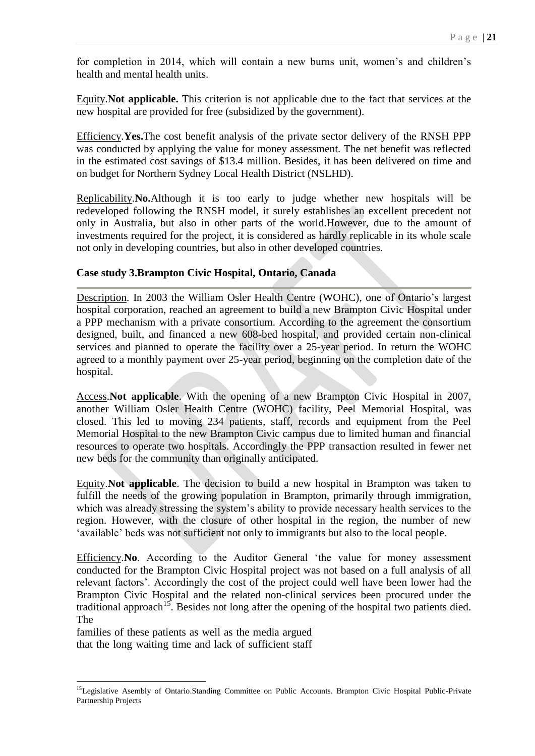for completion in 2014, which will contain a new burns unit, women's and children's health and mental health units.

Equity.**Not applicable.** This criterion is not applicable due to the fact that services at the new hospital are provided for free (subsidized by the government).

Efficiency.**Yes.**The cost benefit analysis of the private sector delivery of the RNSH PPP was conducted by applying the value for money assessment. The net benefit was reflected in the estimated cost savings of $13.4 million. Besides, it has been delivered on time and on budget for Northern Sydney Local Health District (NSLHD).

Replicability.**No.**Although it is too early to judge whether new hospitals will be redeveloped following the RNSH model, it surely establishes an excellent precedent not only in Australia, but also in other parts of the world.However, due to the amount of investments required for the project, it is considered as hardly replicable in its whole scale not only in developing countries, but also in other developed countries.

**Case study 3.Brampton Civic Hospital, Ontario, Canada**

Description. In 2003 the William Osler Health Centre (WOHC), one of Ontario's largest hospital corporation, reached an agreement to build a new Brampton Civic Hospital under a PPP mechanism with a private consortium. According to the agreement the consortium designed, built, and financed a new 608-bed hospital, and provided certain non-clinical services and planned to operate the facility over a 25-year period. In return the WOHC agreed to a monthly payment over 25-year period, beginning on the completion date of the hospital.

Access.**Not applicable**. With the opening of a new Brampton Civic Hospital in 2007, another William Osler Health Centre (WOHC) facility, Peel Memorial Hospital, was closed. This led to moving 234 patients, staff, records and equipment from the Peel Memorial Hospital to the new Brampton Civic campus due to limited human and financial resources to operate two hospitals. Accordingly the PPP transaction resulted in fewer net new beds for the community than originally anticipated.

Equity.**Not applicable**. The decision to build a new hospital in Brampton was taken to fulfill the needs of the growing population in Brampton, primarily through immigration, which was already stressing the system's ability to provide necessary health services to the region. However, with the closure of other hospital in the region, the number of new 'available' beds was not sufficient not only to immigrants but also to the local people.

Efficiency.**No**. According to the Auditor General 'the value for money assessment conducted for the Brampton Civic Hospital project was not based on a full analysis of all relevant factors'. Accordingly the cost of the project could well have been lower had the Brampton Civic Hospital and the related non-clinical services been procured under the traditional approach[15]. Besides not long after the opening of the hospital two patients died. The families of these patients as well as the media argued that the long waiting time and lack of sufficient staff

[15]Legislative Asembly of Ontario.Standing Committee on Public Accounts. Brampton Civic Hospital Public-Private Partnership Projects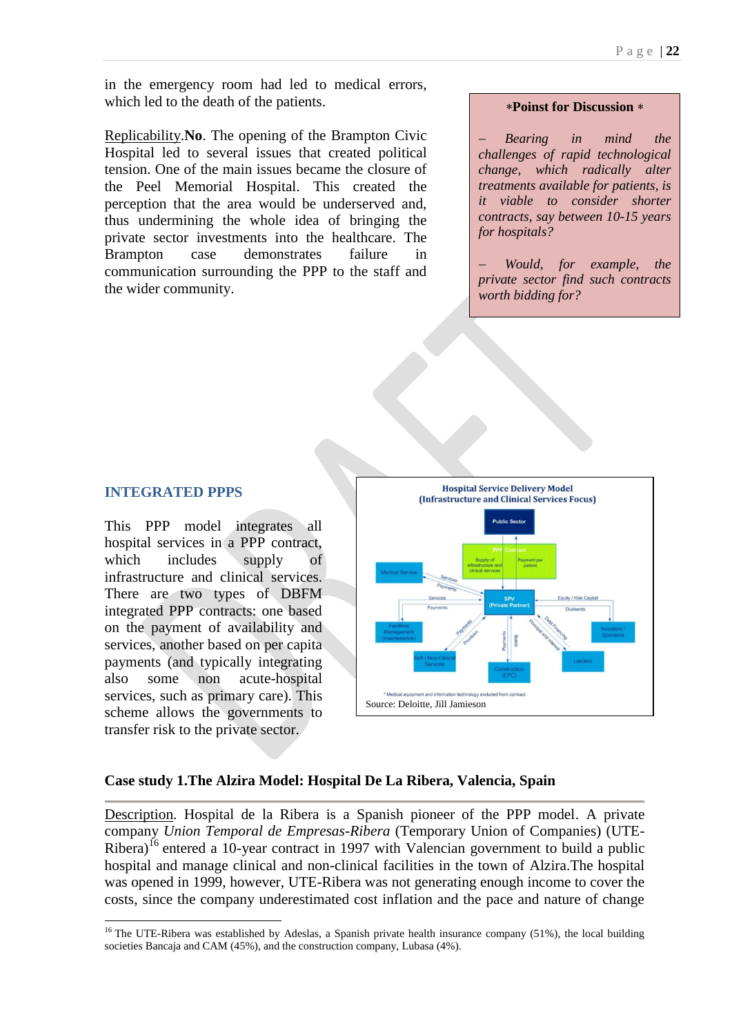in the emergency room had led to medical errors, which led to the death of the patients.

Replicability.**No**. The opening of the Brampton Civic Hospital led to several issues that created political tension. One of the main issues became the closure of the Peel Memorial Hospital. This created the perception that the area would be underserved and, thus undermining the whole idea of bringing the private sector investments into the healthcare. The Brampton case demonstrates failure in communication surrounding the PPP to the staff and the wider community.

> **∗Poinst for Discussion ∗**
>
> *– Bearing in mind the challenges of rapid technological change, which radically alter treatments available for patients, is it viable to consider shorter contracts, say between 10-15 years for hospitals?*
>
> *– Would, for example, the private sector find such contracts worth bidding for?*

## INTEGRATED PPPS

This PPP model integrates all hospital services in a PPP contract, which includes supply of infrastructure and clinical services. There are two types of DBFM integrated PPP contracts: one based on the payment of availability and services, another based on per capita payments (and typically integrating also some non acute-hospital services, such as primary care). This scheme allows the governments to transfer risk to the private sector.

**Hospital Service Delivery Model**
**(Infrastructure and Clinical Services Focus)**

Public Sector — PPP Contract (Supply of infrastructure and clinical services; Payment per patient) — SPV (Private Partner)

Medical Service — Services / Payments — SPV
Facilities Management (maintenance) — Services / Payments — SPV
Soft / Non-Clinical Services — Payments / Provision — SPV
Construction (EPC) — Payments / Builds — SPV
Investors / Sponsors — Equity / Risk Capital / Dividends — SPV
Lenders — Debt Financing / Principal and Interest — SPV

\* Medical equipment and information technology excluded from contract.

Source: Deloitte, Jill Jamieson

### Case study 1.The Alzira Model: Hospital De La Ribera, Valencia, Spain

Description. Hospital de la Ribera is a Spanish pioneer of the PPP model. A private company *Union Temporal de Empresas-Ribera* (Temporary Union of Companies) (UTE-Ribera)[16] entered a 10-year contract in 1997 with Valencian government to build a public hospital and manage clinical and non-clinical facilities in the town of Alzira.The hospital was opened in 1999, however, UTE-Ribera was not generating enough income to cover the costs, since the company underestimated cost inflation and the pace and nature of change

---

[16] The UTE-Ribera was established by Adeslas, a Spanish private health insurance company (51%), the local building societies Bancaja and CAM (45%), and the construction company, Lubasa (4%).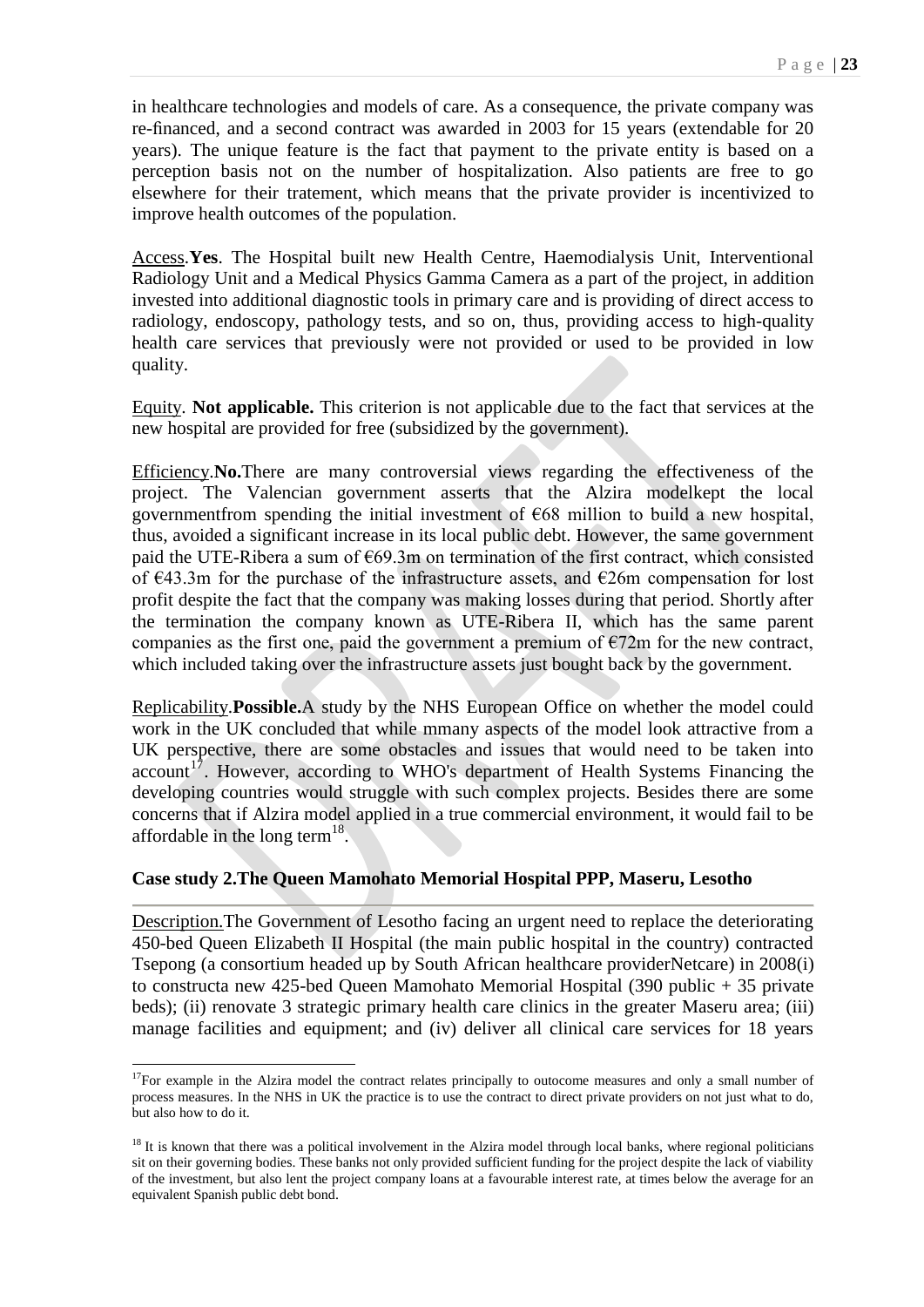in healthcare technologies and models of care. As a consequence, the private company was re-financed, and a second contract was awarded in 2003 for 15 years (extendable for 20 years). The unique feature is the fact that payment to the private entity is based on a perception basis not on the number of hospitalization. Also patients are free to go elsewhere for their tratement, which means that the private provider is incentivized to improve health outcomes of the population.

Access.**Yes**. The Hospital built new Health Centre, Haemodialysis Unit, Interventional Radiology Unit and a Medical Physics Gamma Camera as a part of the project, in addition invested into additional diagnostic tools in primary care and is providing of direct access to radiology, endoscopy, pathology tests, and so on, thus, providing access to high-quality health care services that previously were not provided or used to be provided in low quality.

Equity. **Not applicable.** This criterion is not applicable due to the fact that services at the new hospital are provided for free (subsidized by the government).

Efficiency.**No.**There are many controversial views regarding the effectiveness of the project. The Valencian government asserts that the Alzira modelkept the local governmentfrom spending the initial investment of €68 million to build a new hospital, thus, avoided a significant increase in its local public debt. However, the same government paid the UTE-Ribera a sum of €69.3m on termination of the first contract, which consisted of €43.3m for the purchase of the infrastructure assets, and €26m compensation for lost profit despite the fact that the company was making losses during that period. Shortly after the termination the company known as UTE-Ribera II, which has the same parent companies as the first one, paid the government a premium of €72m for the new contract, which included taking over the infrastructure assets just bought back by the government.

Replicability.**Possible.**A study by the NHS European Office on whether the model could work in the UK concluded that while mmany aspects of the model look attractive from a UK perspective, there are some obstacles and issues that would need to be taken into account[17]. However, according to WHO's department of Health Systems Financing the developing countries would struggle with such complex projects. Besides there are some concerns that if Alzira model applied in a true commercial environment, it would fail to be affordable in the long term[18].

**Case study 2.The Queen Mamohato Memorial Hospital PPP, Maseru, Lesotho**

Description.The Government of Lesotho facing an urgent need to replace the deteriorating 450-bed Queen Elizabeth II Hospital (the main public hospital in the country) contracted Tsepong (a consortium headed up by South African healthcare providerNetcare) in 2008(i) to constructa new 425-bed Queen Mamohato Memorial Hospital (390 public + 35 private beds); (ii) renovate 3 strategic primary health care clinics in the greater Maseru area; (iii) manage facilities and equipment; and (iv) deliver all clinical care services for 18 years

---

[17]For example in the Alzira model the contract relates principally to outocome measures and only a small number of process measures. In the NHS in UK the practice is to use the contract to direct private providers on not just what to do, but also how to do it.

[18] It is known that there was a political involvement in the Alzira model through local banks, where regional politicians sit on their governing bodies. These banks not only provided sufficient funding for the project despite the lack of viability of the investment, but also lent the project company loans at a favourable interest rate, at times below the average for an equivalent Spanish public debt bond.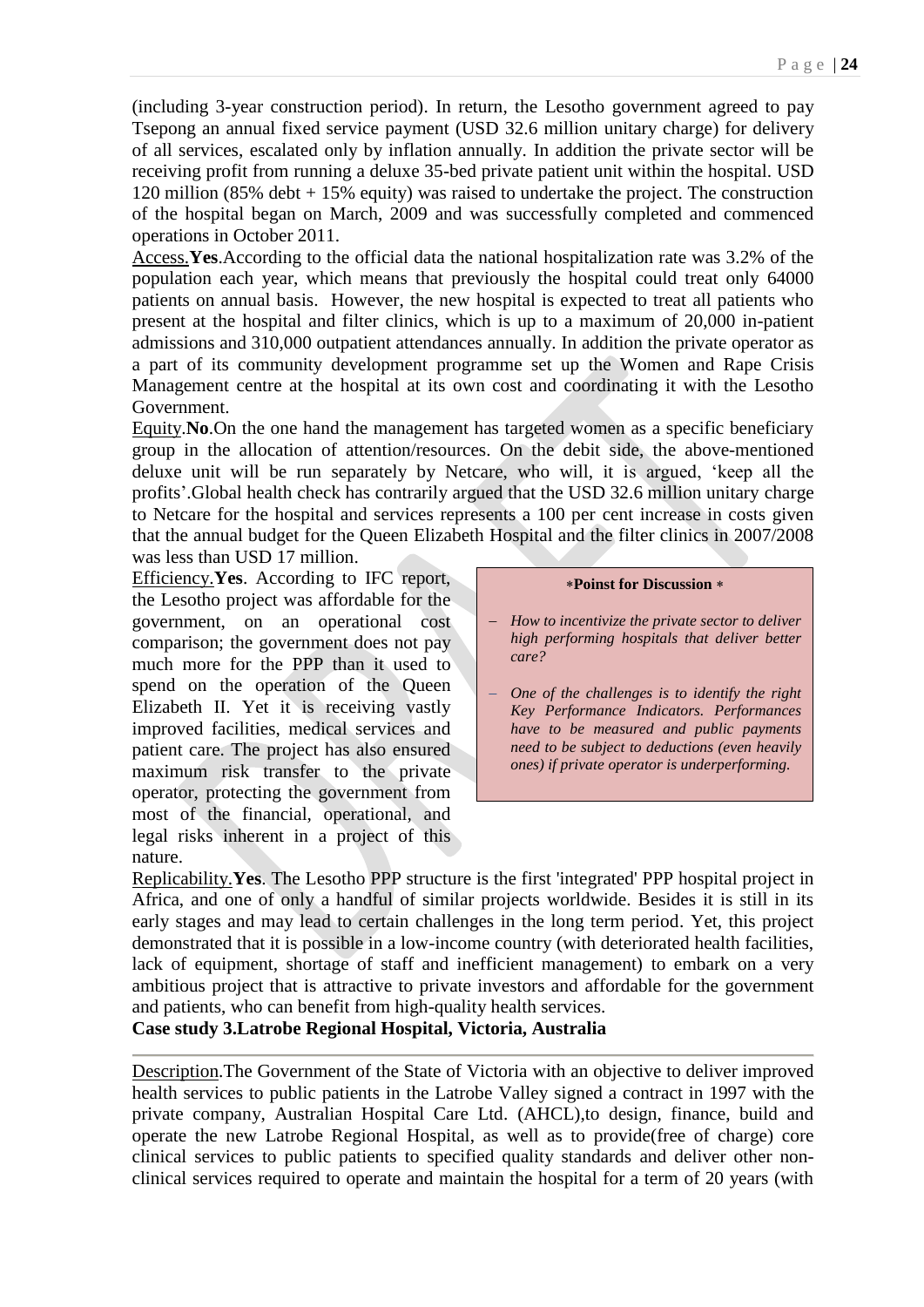(including 3-year construction period). In return, the Lesotho government agreed to pay Tsepong an annual fixed service payment (USD 32.6 million unitary charge) for delivery of all services, escalated only by inflation annually. In addition the private sector will be receiving profit from running a deluxe 35-bed private patient unit within the hospital. USD 120 million (85% debt + 15% equity) was raised to undertake the project. The construction of the hospital began on March, 2009 and was successfully completed and commenced operations in October 2011.

Access.**Yes**.According to the official data the national hospitalization rate was 3.2% of the population each year, which means that previously the hospital could treat only 64000 patients on annual basis. However, the new hospital is expected to treat all patients who present at the hospital and filter clinics, which is up to a maximum of 20,000 in-patient admissions and 310,000 outpatient attendances annually. In addition the private operator as a part of its community development programme set up the Women and Rape Crisis Management centre at the hospital at its own cost and coordinating it with the Lesotho Government.

Equity.**No**.On the one hand the management has targeted women as a specific beneficiary group in the allocation of attention/resources. On the debit side, the above-mentioned deluxe unit will be run separately by Netcare, who will, it is argued, 'keep all the profits'.Global health check has contrarily argued that the USD 32.6 million unitary charge to Netcare for the hospital and services represents a 100 per cent increase in costs given that the annual budget for the Queen Elizabeth Hospital and the filter clinics in 2007/2008 was less than USD 17 million.

Efficiency.**Yes**. According to IFC report, the Lesotho project was affordable for the government, on an operational cost comparison; the government does not pay much more for the PPP than it used to spend on the operation of the Queen Elizabeth II. Yet it is receiving vastly improved facilities, medical services and patient care. The project has also ensured maximum risk transfer to the private operator, protecting the government from most of the financial, operational, and legal risks inherent in a project of this nature.

> **\*Poinst for Discussion \***
>
> - *How to incentivize the private sector to deliver high performing hospitals that deliver better care?*
> - *One of the challenges is to identify the right Key Performance Indicators. Performances have to be measured and public payments need to be subject to deductions (even heavily ones) if private operator is underperforming.*

Replicability.**Yes**. The Lesotho PPP structure is the first 'integrated' PPP hospital project in Africa, and one of only a handful of similar projects worldwide. Besides it is still in its early stages and may lead to certain challenges in the long term period. Yet, this project demonstrated that it is possible in a low-income country (with deteriorated health facilities, lack of equipment, shortage of staff and inefficient management) to embark on a very ambitious project that is attractive to private investors and affordable for the government and patients, who can benefit from high-quality health services.

**Case study 3.Latrobe Regional Hospital, Victoria, Australia**

Description.The Government of the State of Victoria with an objective to deliver improved health services to public patients in the Latrobe Valley signed a contract in 1997 with the private company, Australian Hospital Care Ltd. (AHCL),to design, finance, build and operate the new Latrobe Regional Hospital, as well as to provide(free of charge) core clinical services to public patients to specified quality standards and deliver other non-clinical services required to operate and maintain the hospital for a term of 20 years (with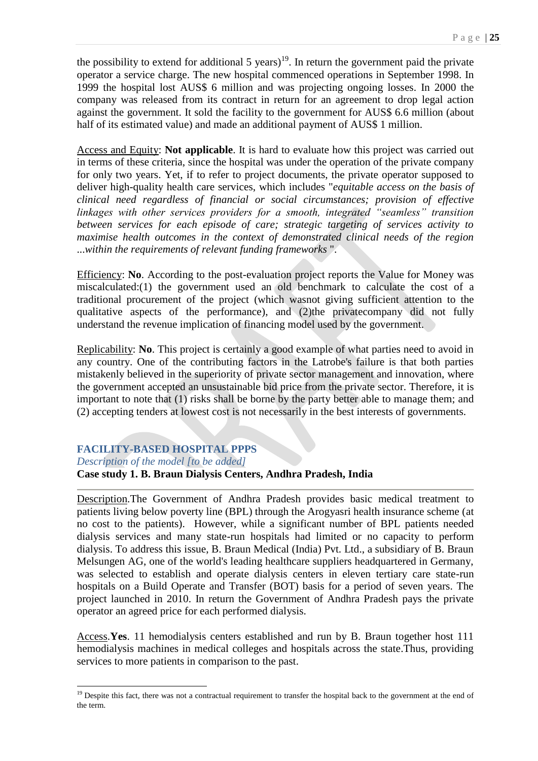the possibility to extend for additional 5 years)[19]. In return the government paid the private operator a service charge. The new hospital commenced operations in September 1998. In 1999 the hospital lost AUS$ 6 million and was projecting ongoing losses. In 2000 the company was released from its contract in return for an agreement to drop legal action against the government. It sold the facility to the government for AUS$ 6.6 million (about half of its estimated value) and made an additional payment of AUS$ 1 million.

Access and Equity: **Not applicable**. It is hard to evaluate how this project was carried out in terms of these criteria, since the hospital was under the operation of the private company for only two years. Yet, if to refer to project documents, the private operator supposed to deliver high-quality health care services, which includes "*equitable access on the basis of clinical need regardless of financial or social circumstances; provision of effective linkages with other services providers for a smooth, integrated "seamless" transition between services for each episode of care; strategic targeting of services activity to maximise health outcomes in the context of demonstrated clinical needs of the region ...within the requirements of relevant funding frameworks* ".

Efficiency: **No**. According to the post-evaluation project reports the Value for Money was miscalculated:(1) the government used an old benchmark to calculate the cost of a traditional procurement of the project (which wasnot giving sufficient attention to the qualitative aspects of the performance), and (2)the privatecompany did not fully understand the revenue implication of financing model used by the government.

Replicability: **No**. This project is certainly a good example of what parties need to avoid in any country. One of the contributing factors in the Latrobe's failure is that both parties mistakenly believed in the superiority of private sector management and innovation, where the government accepted an unsustainable bid price from the private sector. Therefore, it is important to note that (1) risks shall be borne by the party better able to manage them; and (2) accepting tenders at lowest cost is not necessarily in the best interests of governments.

## FACILITY-BASED HOSPITAL PPPS

*Description of the model [to be added]*

### Case study 1. B. Braun Dialysis Centers, Andhra Pradesh, India

Description.The Government of Andhra Pradesh provides basic medical treatment to patients living below poverty line (BPL) through the Arogyasri health insurance scheme (at no cost to the patients). However, while a significant number of BPL patients needed dialysis services and many state-run hospitals had limited or no capacity to perform dialysis. To address this issue, B. Braun Medical (India) Pvt. Ltd., a subsidiary of B. Braun Melsungen AG, one of the world's leading healthcare suppliers headquartered in Germany, was selected to establish and operate dialysis centers in eleven tertiary care state-run hospitals on a Build Operate and Transfer (BOT) basis for a period of seven years. The project launched in 2010. In return the Government of Andhra Pradesh pays the private operator an agreed price for each performed dialysis.

Access.**Yes**. 11 hemodialysis centers established and run by B. Braun together host 111 hemodialysis machines in medical colleges and hospitals across the state.Thus, providing services to more patients in comparison to the past.

[19] Despite this fact, there was not a contractual requirement to transfer the hospital back to the government at the end of the term.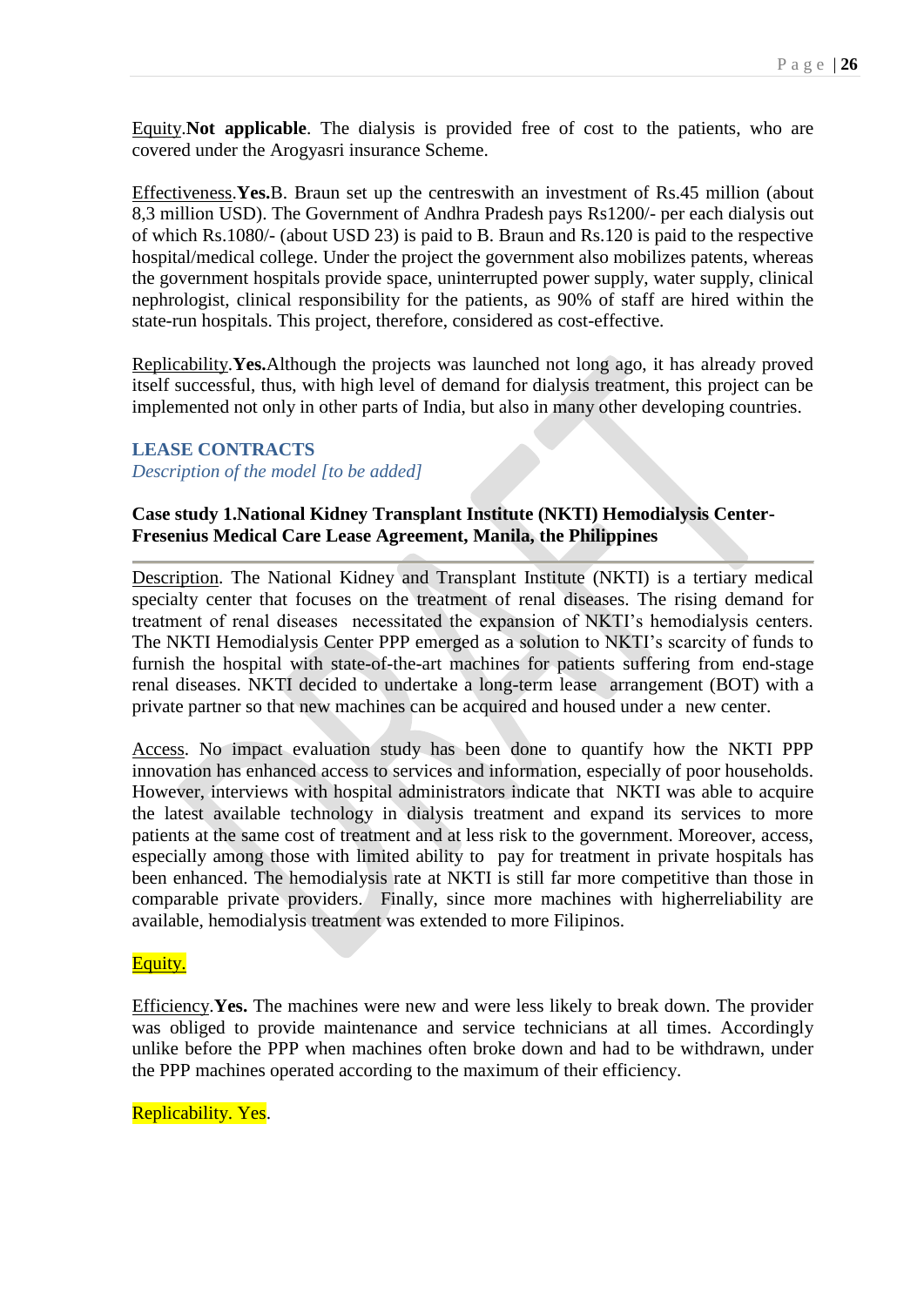Equity.**Not applicable**. The dialysis is provided free of cost to the patients, who are covered under the Arogyasri insurance Scheme.

Effectiveness.**Yes.**B. Braun set up the centreswith an investment of Rs.45 million (about 8,3 million USD). The Government of Andhra Pradesh pays Rs1200/- per each dialysis out of which Rs.1080/- (about USD 23) is paid to B. Braun and Rs.120 is paid to the respective hospital/medical college. Under the project the government also mobilizes patents, whereas the government hospitals provide space, uninterrupted power supply, water supply, clinical nephrologist, clinical responsibility for the patients, as 90% of staff are hired within the state-run hospitals. This project, therefore, considered as cost-effective.

Replicability.**Yes.**Although the projects was launched not long ago, it has already proved itself successful, thus, with high level of demand for dialysis treatment, this project can be implemented not only in other parts of India, but also in many other developing countries.

## LEASE CONTRACTS

*Description of the model [to be added]*

### Case study 1.National Kidney Transplant Institute (NKTI) Hemodialysis Center-Fresenius Medical Care Lease Agreement, Manila, the Philippines

Description. The National Kidney and Transplant Institute (NKTI) is a tertiary medical specialty center that focuses on the treatment of renal diseases. The rising demand for treatment of renal diseases necessitated the expansion of NKTI's hemodialysis centers. The NKTI Hemodialysis Center PPP emerged as a solution to NKTI's scarcity of funds to furnish the hospital with state-of-the-art machines for patients suffering from end-stage renal diseases. NKTI decided to undertake a long-term lease arrangement (BOT) with a private partner so that new machines can be acquired and housed under a new center.

Access. No impact evaluation study has been done to quantify how the NKTI PPP innovation has enhanced access to services and information, especially of poor households. However, interviews with hospital administrators indicate that NKTI was able to acquire the latest available technology in dialysis treatment and expand its services to more patients at the same cost of treatment and at less risk to the government. Moreover, access, especially among those with limited ability to pay for treatment in private hospitals has been enhanced. The hemodialysis rate at NKTI is still far more competitive than those in comparable private providers. Finally, since more machines with higherreliability are available, hemodialysis treatment was extended to more Filipinos.

Equity.

Efficiency.**Yes.** The machines were new and were less likely to break down. The provider was obliged to provide maintenance and service technicians at all times. Accordingly unlike before the PPP when machines often broke down and had to be withdrawn, under the PPP machines operated according to the maximum of their efficiency.

Replicability. Yes.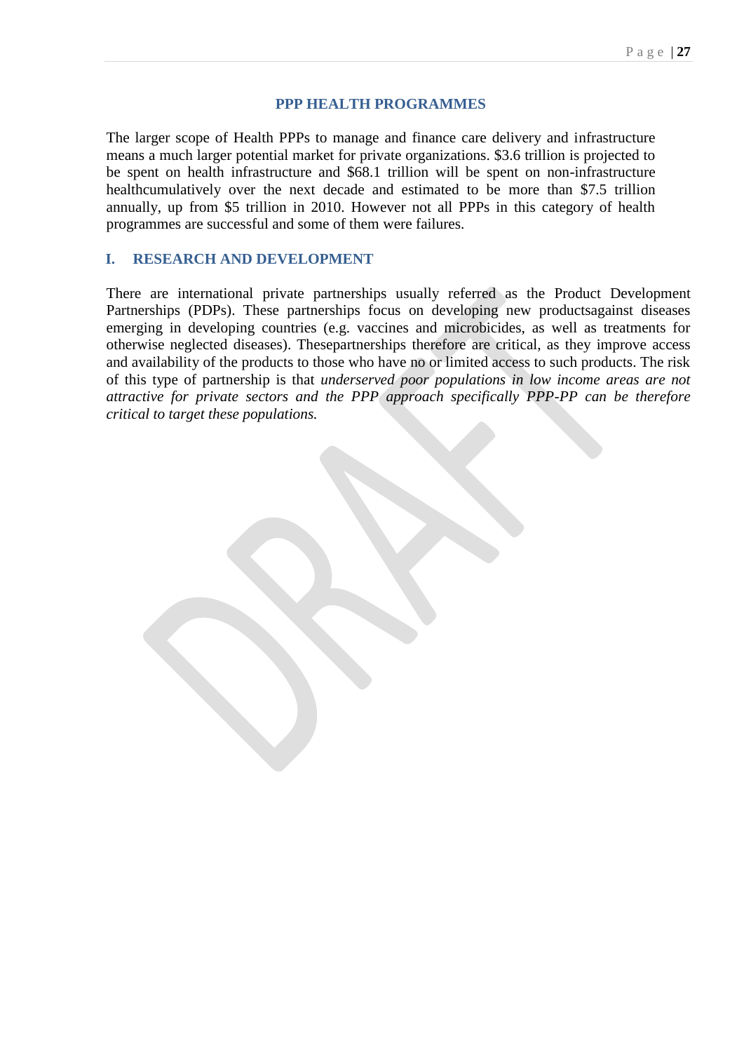## PPP HEALTH PROGRAMMES

The larger scope of Health PPPs to manage and finance care delivery and infrastructure means a much larger potential market for private organizations. $3.6 trillion is projected to be spent on health infrastructure and $68.1 trillion will be spent on non-infrastructure healthcumulatively over the next decade and estimated to be more than $7.5 trillion annually, up from $5 trillion in 2010. However not all PPPs in this category of health programmes are successful and some of them were failures.

### I. RESEARCH AND DEVELOPMENT

There are international private partnerships usually referred as the Product Development Partnerships (PDPs). These partnerships focus on developing new productsagainst diseases emerging in developing countries (e.g. vaccines and microbicides, as well as treatments for otherwise neglected diseases). Thesepartnerships therefore are critical, as they improve access and availability of the products to those who have no or limited access to such products. The risk of this type of partnership is that *underserved poor populations in low income areas are not attractive for private sectors and the PPP approach specifically PPP-PP can be therefore critical to target these populations.*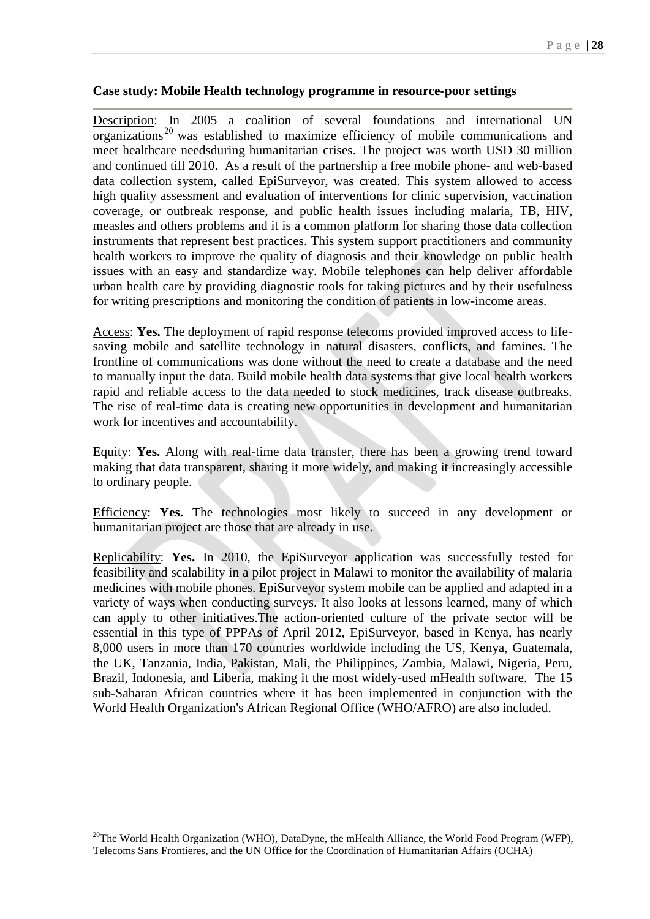**Case study: Mobile Health technology programme in resource-poor settings**

Description: In 2005 a coalition of several foundations and international UN organizations[20] was established to maximize efficiency of mobile communications and meet healthcare needsduring humanitarian crises. The project was worth USD 30 million and continued till 2010. As a result of the partnership a free mobile phone- and web-based data collection system, called EpiSurveyor, was created. This system allowed to access high quality assessment and evaluation of interventions for clinic supervision, vaccination coverage, or outbreak response, and public health issues including malaria, TB, HIV, measles and others problems and it is a common platform for sharing those data collection instruments that represent best practices. This system support practitioners and community health workers to improve the quality of diagnosis and their knowledge on public health issues with an easy and standardize way. Mobile telephones can help deliver affordable urban health care by providing diagnostic tools for taking pictures and by their usefulness for writing prescriptions and monitoring the condition of patients in low-income areas.

Access: **Yes.** The deployment of rapid response telecoms provided improved access to life-saving mobile and satellite technology in natural disasters, conflicts, and famines. The frontline of communications was done without the need to create a database and the need to manually input the data. Build mobile health data systems that give local health workers rapid and reliable access to the data needed to stock medicines, track disease outbreaks. The rise of real-time data is creating new opportunities in development and humanitarian work for incentives and accountability.

Equity: **Yes.** Along with real-time data transfer, there has been a growing trend toward making that data transparent, sharing it more widely, and making it increasingly accessible to ordinary people.

Efficiency: **Yes.** The technologies most likely to succeed in any development or humanitarian project are those that are already in use.

Replicability: **Yes.** In 2010, the EpiSurveyor application was successfully tested for feasibility and scalability in a pilot project in Malawi to monitor the availability of malaria medicines with mobile phones. EpiSurveyor system mobile can be applied and adapted in a variety of ways when conducting surveys. It also looks at lessons learned, many of which can apply to other initiatives.The action-oriented culture of the private sector will be essential in this type of PPPAs of April 2012, EpiSurveyor, based in Kenya, has nearly 8,000 users in more than 170 countries worldwide including the US, Kenya, Guatemala, the UK, Tanzania, India, Pakistan, Mali, the Philippines, Zambia, Malawi, Nigeria, Peru, Brazil, Indonesia, and Liberia, making it the most widely-used mHealth software. The 15 sub-Saharan African countries where it has been implemented in conjunction with the World Health Organization's African Regional Office (WHO/AFRO) are also included.

---

[20] The World Health Organization (WHO), DataDyne, the mHealth Alliance, the World Food Program (WFP), Telecoms Sans Frontieres, and the UN Office for the Coordination of Humanitarian Affairs (OCHA)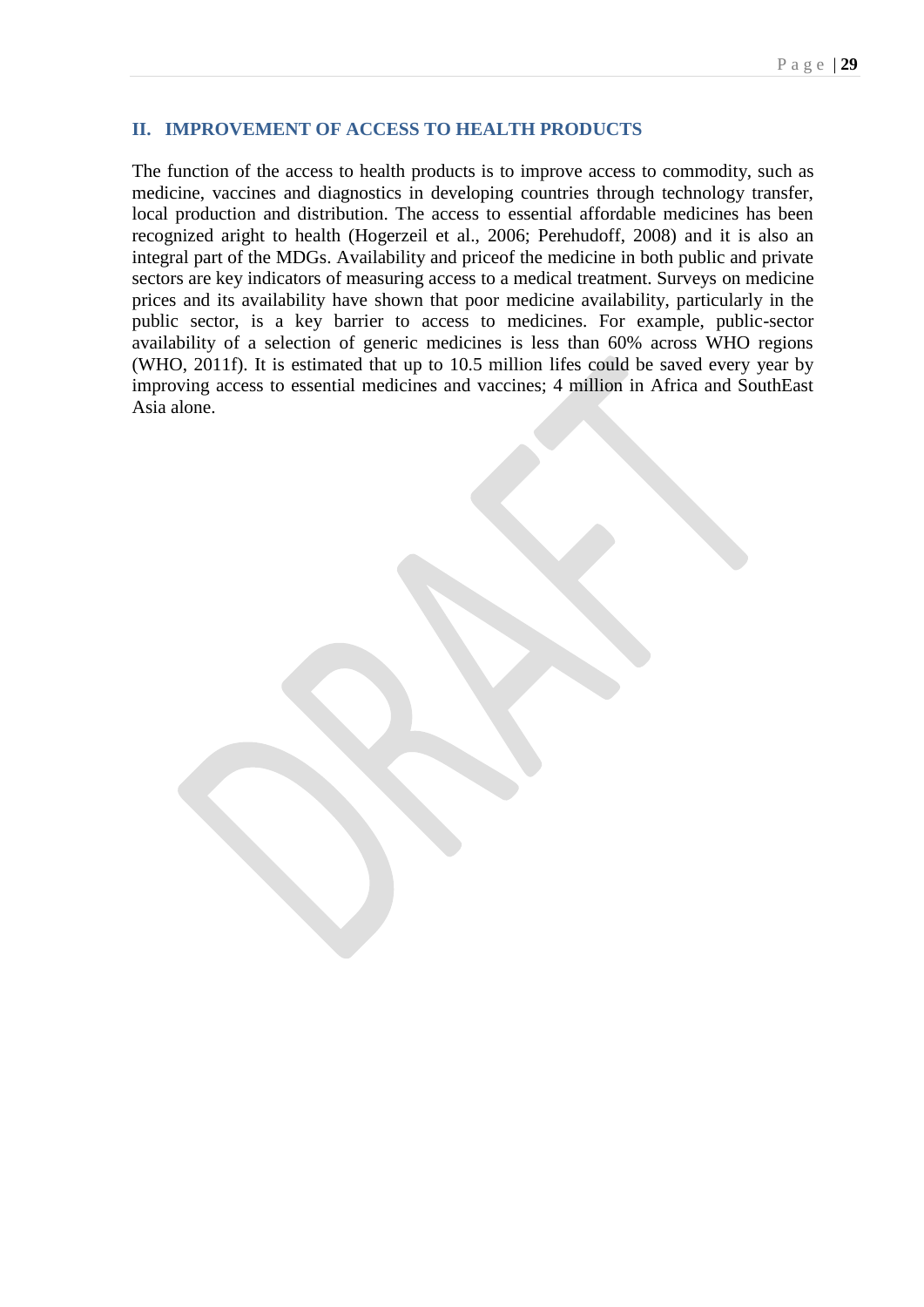## II. IMPROVEMENT OF ACCESS TO HEALTH PRODUCTS

The function of the access to health products is to improve access to commodity, such as medicine, vaccines and diagnostics in developing countries through technology transfer, local production and distribution. The access to essential affordable medicines has been recognized aright to health (Hogerzeil et al., 2006; Perehudoff, 2008) and it is also an integral part of the MDGs. Availability and priceof the medicine in both public and private sectors are key indicators of measuring access to a medical treatment. Surveys on medicine prices and its availability have shown that poor medicine availability, particularly in the public sector, is a key barrier to access to medicines. For example, public-sector availability of a selection of generic medicines is less than 60% across WHO regions (WHO, 2011f). It is estimated that up to 10.5 million lifes could be saved every year by improving access to essential medicines and vaccines; 4 million in Africa and SouthEast Asia alone.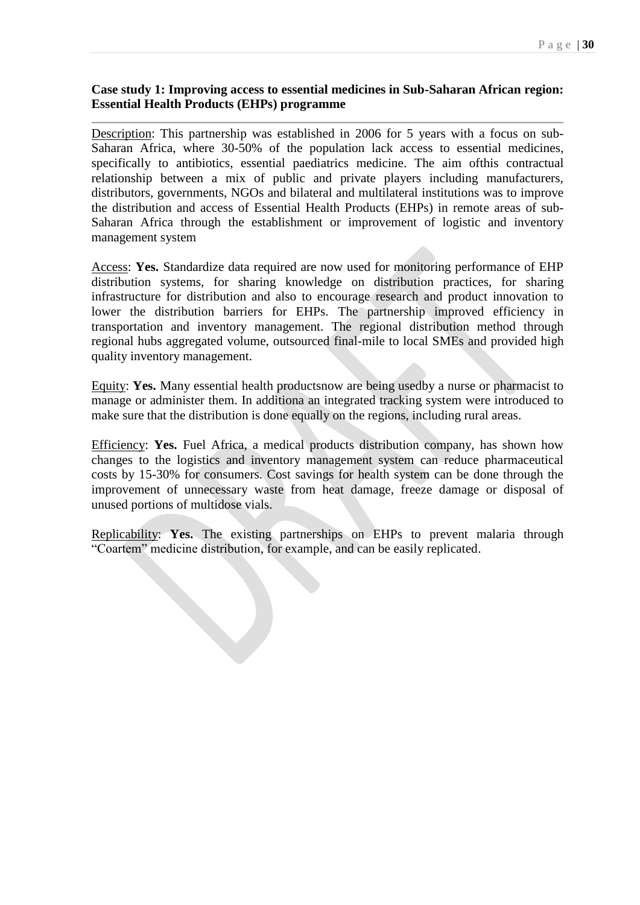**Case study 1: Improving access to essential medicines in Sub-Saharan African region: Essential Health Products (EHPs) programme**

Description: This partnership was established in 2006 for 5 years with a focus on sub-Saharan Africa, where 30-50% of the population lack access to essential medicines, specifically to antibiotics, essential paediatrics medicine. The aim ofthis contractual relationship between a mix of public and private players including manufacturers, distributors, governments, NGOs and bilateral and multilateral institutions was to improve the distribution and access of Essential Health Products (EHPs) in remote areas of sub-Saharan Africa through the establishment or improvement of logistic and inventory management system

Access: **Yes.** Standardize data required are now used for monitoring performance of EHP distribution systems, for sharing knowledge on distribution practices, for sharing infrastructure for distribution and also to encourage research and product innovation to lower the distribution barriers for EHPs. The partnership improved efficiency in transportation and inventory management. The regional distribution method through regional hubs aggregated volume, outsourced final-mile to local SMEs and provided high quality inventory management.

Equity: **Yes.** Many essential health productsnow are being usedby a nurse or pharmacist to manage or administer them. In additiona an integrated tracking system were introduced to make sure that the distribution is done equally on the regions, including rural areas.

Efficiency: **Yes.** Fuel Africa, a medical products distribution company, has shown how changes to the logistics and inventory management system can reduce pharmaceutical costs by 15-30% for consumers. Cost savings for health system can be done through the improvement of unnecessary waste from heat damage, freeze damage or disposal of unused portions of multidose vials.

Replicability: **Yes.** The existing partnerships on EHPs to prevent malaria through "Coartem" medicine distribution, for example, and can be easily replicated.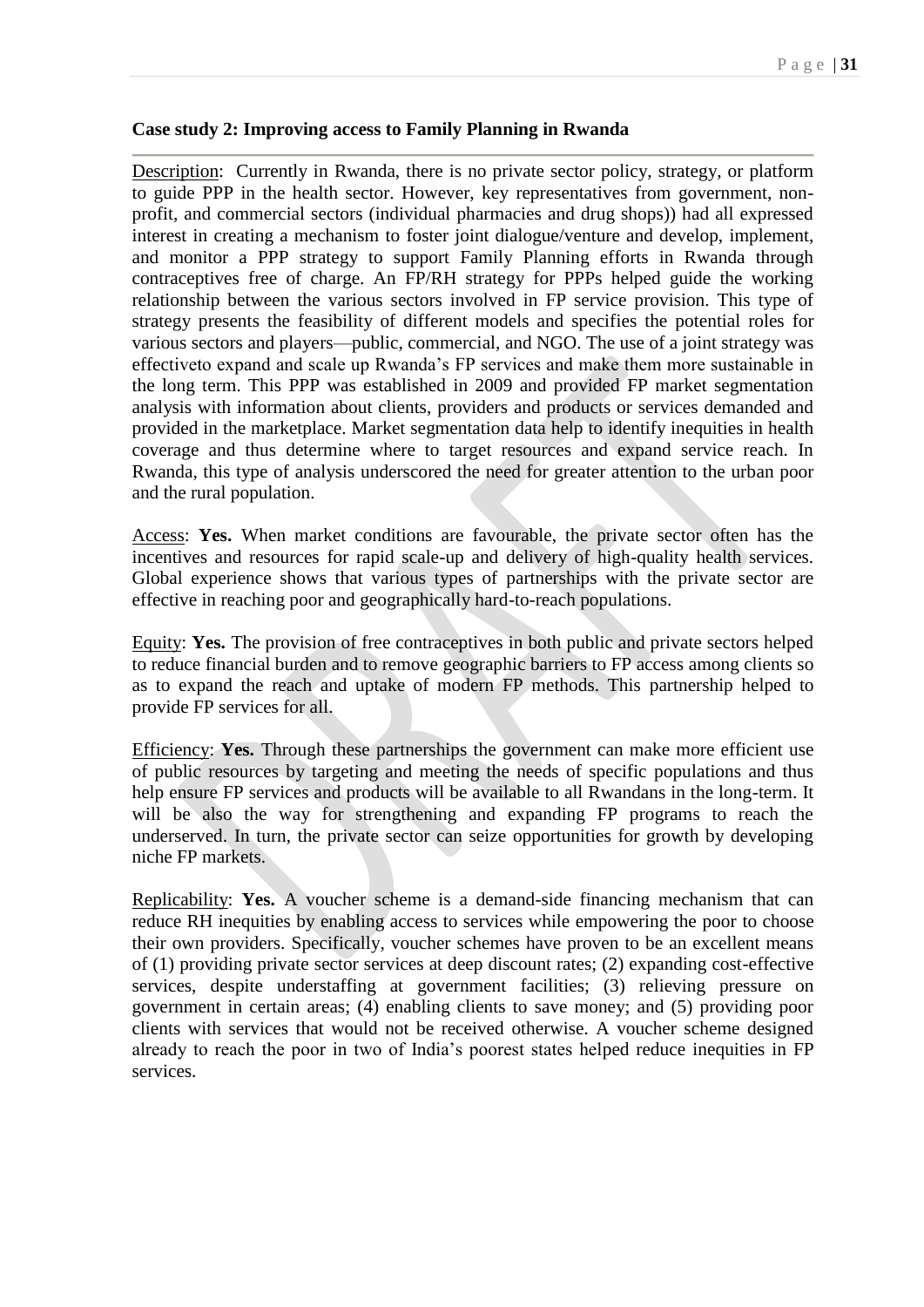**Case study 2: Improving access to Family Planning in Rwanda**

Description: Currently in Rwanda, there is no private sector policy, strategy, or platform to guide PPP in the health sector. However, key representatives from government, non-profit, and commercial sectors (individual pharmacies and drug shops)) had all expressed interest in creating a mechanism to foster joint dialogue/venture and develop, implement, and monitor a PPP strategy to support Family Planning efforts in Rwanda through contraceptives free of charge. An FP/RH strategy for PPPs helped guide the working relationship between the various sectors involved in FP service provision. This type of strategy presents the feasibility of different models and specifies the potential roles for various sectors and players—public, commercial, and NGO. The use of a joint strategy was effectiveto expand and scale up Rwanda's FP services and make them more sustainable in the long term. This PPP was established in 2009 and provided FP market segmentation analysis with information about clients, providers and products or services demanded and provided in the marketplace. Market segmentation data help to identify inequities in health coverage and thus determine where to target resources and expand service reach. In Rwanda, this type of analysis underscored the need for greater attention to the urban poor and the rural population.

Access: **Yes.** When market conditions are favourable, the private sector often has the incentives and resources for rapid scale-up and delivery of high-quality health services. Global experience shows that various types of partnerships with the private sector are effective in reaching poor and geographically hard-to-reach populations.

Equity: **Yes.** The provision of free contraceptives in both public and private sectors helped to reduce financial burden and to remove geographic barriers to FP access among clients so as to expand the reach and uptake of modern FP methods. This partnership helped to provide FP services for all.

Efficiency: **Yes.** Through these partnerships the government can make more efficient use of public resources by targeting and meeting the needs of specific populations and thus help ensure FP services and products will be available to all Rwandans in the long-term. It will be also the way for strengthening and expanding FP programs to reach the underserved. In turn, the private sector can seize opportunities for growth by developing niche FP markets.

Replicability: **Yes.** A voucher scheme is a demand-side financing mechanism that can reduce RH inequities by enabling access to services while empowering the poor to choose their own providers. Specifically, voucher schemes have proven to be an excellent means of (1) providing private sector services at deep discount rates; (2) expanding cost-effective services, despite understaffing at government facilities; (3) relieving pressure on government in certain areas; (4) enabling clients to save money; and (5) providing poor clients with services that would not be received otherwise. A voucher scheme designed already to reach the poor in two of India's poorest states helped reduce inequities in FP services.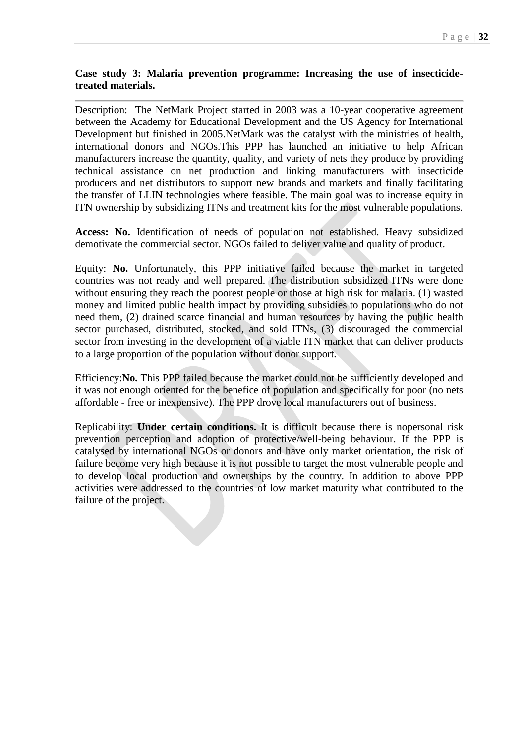**Case study 3: Malaria prevention programme: Increasing the use of insecticide-treated materials.**

Description: The NetMark Project started in 2003 was a 10-year cooperative agreement between the Academy for Educational Development and the US Agency for International Development but finished in 2005.NetMark was the catalyst with the ministries of health, international donors and NGOs.This PPP has launched an initiative to help African manufacturers increase the quantity, quality, and variety of nets they produce by providing technical assistance on net production and linking manufacturers with insecticide producers and net distributors to support new brands and markets and finally facilitating the transfer of LLIN technologies where feasible. The main goal was to increase equity in ITN ownership by subsidizing ITNs and treatment kits for the most vulnerable populations.

**Access: No.** Identification of needs of population not established. Heavy subsidized demotivate the commercial sector. NGOs failed to deliver value and quality of product.

Equity: **No.** Unfortunately, this PPP initiative failed because the market in targeted countries was not ready and well prepared. The distribution subsidized ITNs were done without ensuring they reach the poorest people or those at high risk for malaria. (1) wasted money and limited public health impact by providing subsidies to populations who do not need them, (2) drained scarce financial and human resources by having the public health sector purchased, distributed, stocked, and sold ITNs, (3) discouraged the commercial sector from investing in the development of a viable ITN market that can deliver products to a large proportion of the population without donor support.

Efficiency:**No.** This PPP failed because the market could not be sufficiently developed and it was not enough oriented for the benefice of population and specifically for poor (no nets affordable - free or inexpensive). The PPP drove local manufacturers out of business.

Replicability: **Under certain conditions.** It is difficult because there is nopersonal risk prevention perception and adoption of protective/well-being behaviour. If the PPP is catalysed by international NGOs or donors and have only market orientation, the risk of failure become very high because it is not possible to target the most vulnerable people and to develop local production and ownerships by the country. In addition to above PPP activities were addressed to the countries of low market maturity what contributed to the failure of the project.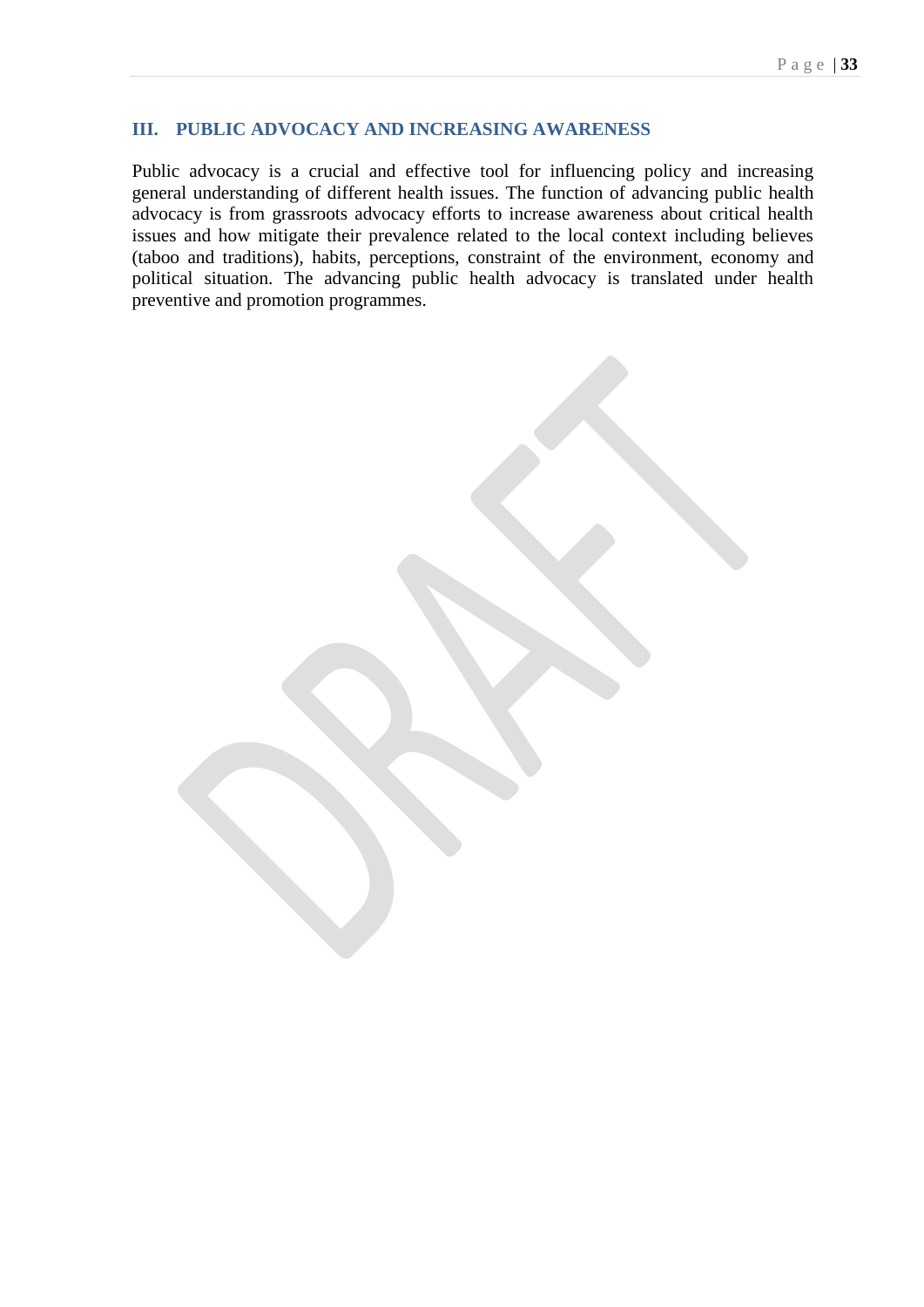## III. PUBLIC ADVOCACY AND INCREASING AWARENESS

Public advocacy is a crucial and effective tool for influencing policy and increasing general understanding of different health issues. The function of advancing public health advocacy is from grassroots advocacy efforts to increase awareness about critical health issues and how mitigate their prevalence related to the local context including believes (taboo and traditions), habits, perceptions, constraint of the environment, economy and political situation. The advancing public health advocacy is translated under health preventive and promotion programmes.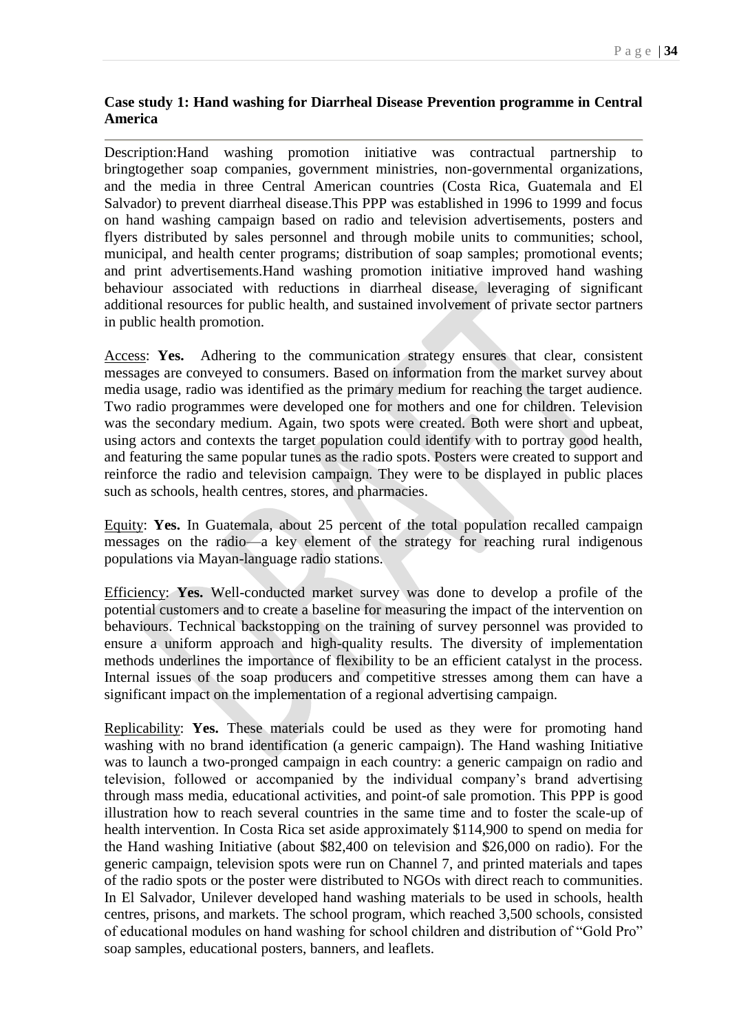**Case study 1: Hand washing for Diarrheal Disease Prevention programme in Central America**

Description:Hand washing promotion initiative was contractual partnership to bringtogether soap companies, government ministries, non-governmental organizations, and the media in three Central American countries (Costa Rica, Guatemala and El Salvador) to prevent diarrheal disease.This PPP was established in 1996 to 1999 and focus on hand washing campaign based on radio and television advertisements, posters and flyers distributed by sales personnel and through mobile units to communities; school, municipal, and health center programs; distribution of soap samples; promotional events; and print advertisements.Hand washing promotion initiative improved hand washing behaviour associated with reductions in diarrheal disease, leveraging of significant additional resources for public health, and sustained involvement of private sector partners in public health promotion.

Access: **Yes.** Adhering to the communication strategy ensures that clear, consistent messages are conveyed to consumers. Based on information from the market survey about media usage, radio was identified as the primary medium for reaching the target audience. Two radio programmes were developed one for mothers and one for children. Television was the secondary medium. Again, two spots were created. Both were short and upbeat, using actors and contexts the target population could identify with to portray good health, and featuring the same popular tunes as the radio spots. Posters were created to support and reinforce the radio and television campaign. They were to be displayed in public places such as schools, health centres, stores, and pharmacies.

Equity: **Yes.** In Guatemala, about 25 percent of the total population recalled campaign messages on the radio—a key element of the strategy for reaching rural indigenous populations via Mayan-language radio stations.

Efficiency: **Yes.** Well-conducted market survey was done to develop a profile of the potential customers and to create a baseline for measuring the impact of the intervention on behaviours. Technical backstopping on the training of survey personnel was provided to ensure a uniform approach and high-quality results. The diversity of implementation methods underlines the importance of flexibility to be an efficient catalyst in the process. Internal issues of the soap producers and competitive stresses among them can have a significant impact on the implementation of a regional advertising campaign.

Replicability: **Yes.** These materials could be used as they were for promoting hand washing with no brand identification (a generic campaign). The Hand washing Initiative was to launch a two-pronged campaign in each country: a generic campaign on radio and television, followed or accompanied by the individual company's brand advertising through mass media, educational activities, and point-of sale promotion. This PPP is good illustration how to reach several countries in the same time and to foster the scale-up of health intervention. In Costa Rica set aside approximately $114,900 to spend on media for the Hand washing Initiative (about $82,400 on television and $26,000 on radio). For the generic campaign, television spots were run on Channel 7, and printed materials and tapes of the radio spots or the poster were distributed to NGOs with direct reach to communities. In El Salvador, Unilever developed hand washing materials to be used in schools, health centres, prisons, and markets. The school program, which reached 3,500 schools, consisted of educational modules on hand washing for school children and distribution of "Gold Pro" soap samples, educational posters, banners, and leaflets.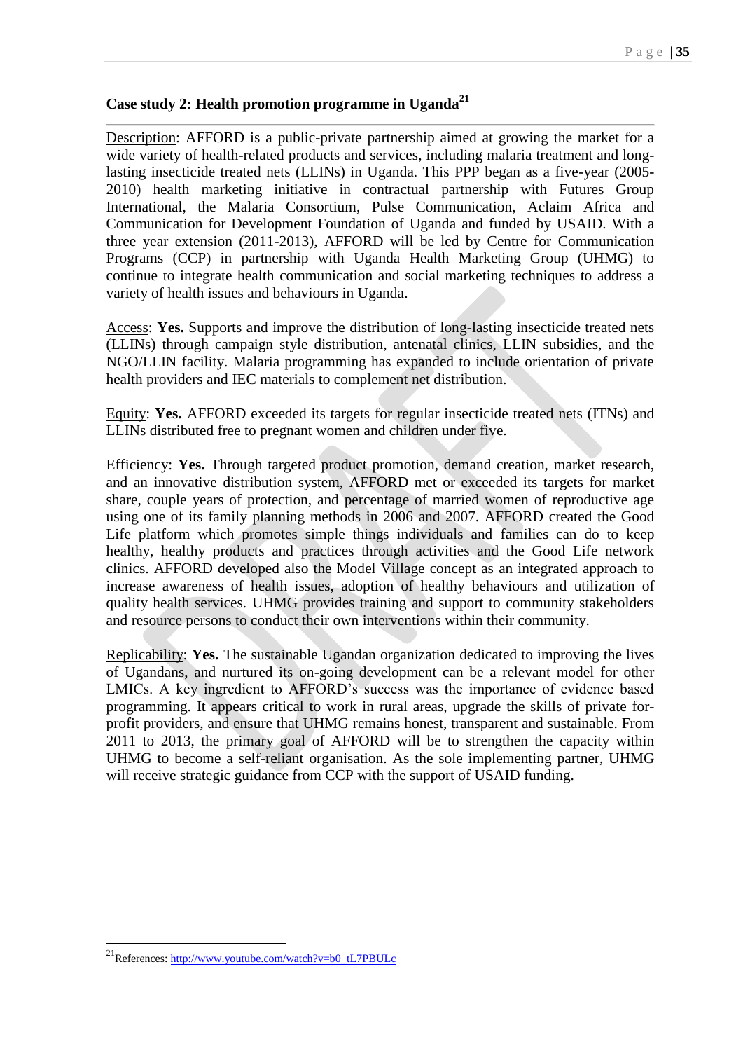### Case study 2: Health promotion programme in Uganda[21]

Description: AFFORD is a public-private partnership aimed at growing the market for a wide variety of health-related products and services, including malaria treatment and long-lasting insecticide treated nets (LLINs) in Uganda. This PPP began as a five-year (2005-2010) health marketing initiative in contractual partnership with Futures Group International, the Malaria Consortium, Pulse Communication, Aclaim Africa and Communication for Development Foundation of Uganda and funded by USAID. With a three year extension (2011-2013), AFFORD will be led by Centre for Communication Programs (CCP) in partnership with Uganda Health Marketing Group (UHMG) to continue to integrate health communication and social marketing techniques to address a variety of health issues and behaviours in Uganda.

Access: **Yes.** Supports and improve the distribution of long-lasting insecticide treated nets (LLINs) through campaign style distribution, antenatal clinics, LLIN subsidies, and the NGO/LLIN facility. Malaria programming has expanded to include orientation of private health providers and IEC materials to complement net distribution.

Equity: **Yes.** AFFORD exceeded its targets for regular insecticide treated nets (ITNs) and LLINs distributed free to pregnant women and children under five.

Efficiency: **Yes.** Through targeted product promotion, demand creation, market research, and an innovative distribution system, AFFORD met or exceeded its targets for market share, couple years of protection, and percentage of married women of reproductive age using one of its family planning methods in 2006 and 2007. AFFORD created the Good Life platform which promotes simple things individuals and families can do to keep healthy, healthy products and practices through activities and the Good Life network clinics. AFFORD developed also the Model Village concept as an integrated approach to increase awareness of health issues, adoption of healthy behaviours and utilization of quality health services. UHMG provides training and support to community stakeholders and resource persons to conduct their own interventions within their community.

Replicability: **Yes.** The sustainable Ugandan organization dedicated to improving the lives of Ugandans, and nurtured its on-going development can be a relevant model for other LMICs. A key ingredient to AFFORD's success was the importance of evidence based programming. It appears critical to work in rural areas, upgrade the skills of private for-profit providers, and ensure that UHMG remains honest, transparent and sustainable. From 2011 to 2013, the primary goal of AFFORD will be to strengthen the capacity within UHMG to become a self-reliant organisation. As the sole implementing partner, UHMG will receive strategic guidance from CCP with the support of USAID funding.

---

[21] References: http://www.youtube.com/watch?v=b0_tL7PBULc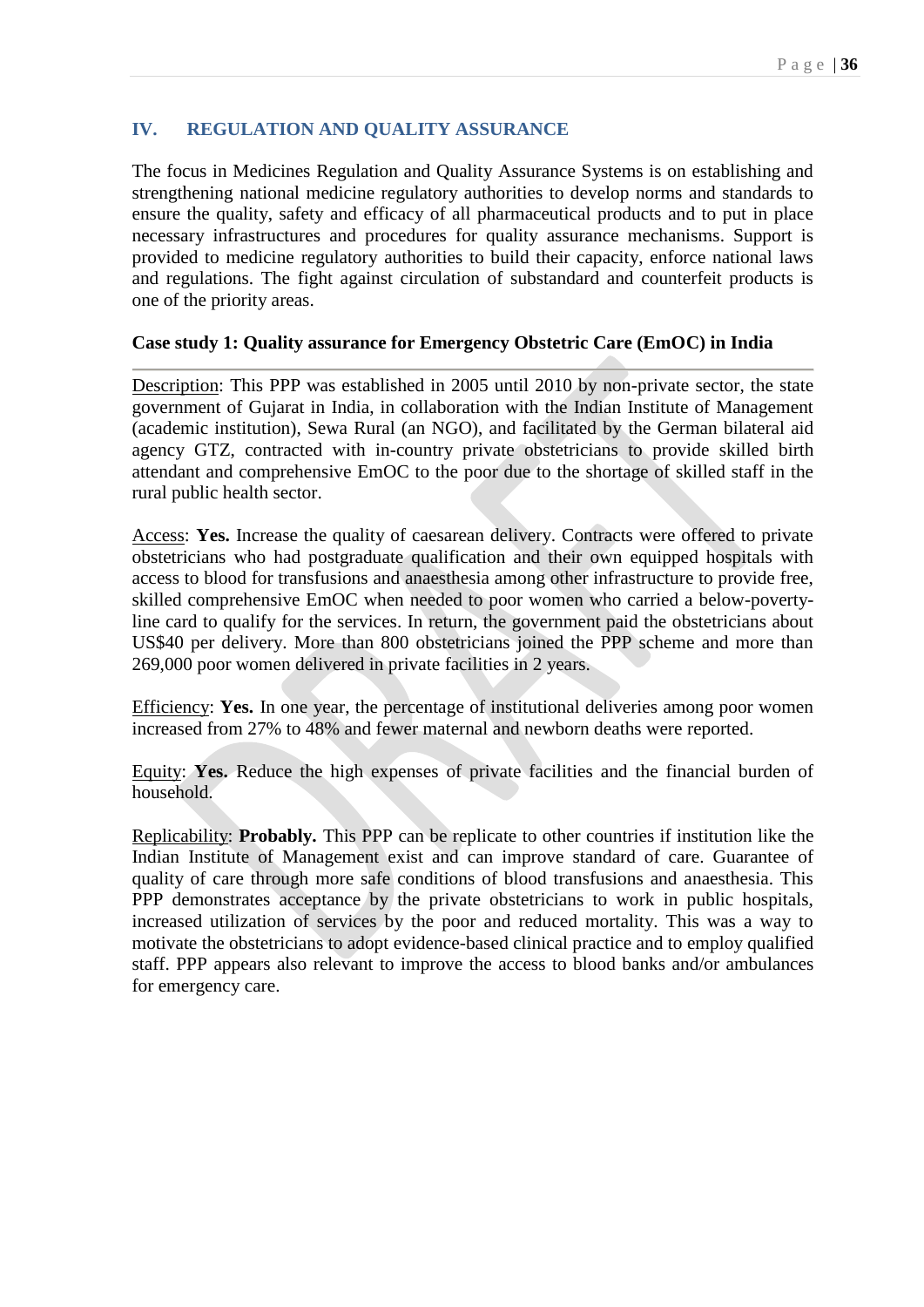## IV. REGULATION AND QUALITY ASSURANCE

The focus in Medicines Regulation and Quality Assurance Systems is on establishing and strengthening national medicine regulatory authorities to develop norms and standards to ensure the quality, safety and efficacy of all pharmaceutical products and to put in place necessary infrastructures and procedures for quality assurance mechanisms. Support is provided to medicine regulatory authorities to build their capacity, enforce national laws and regulations. The fight against circulation of substandard and counterfeit products is one of the priority areas.

**Case study 1: Quality assurance for Emergency Obstetric Care (EmOC) in India**

---

Description: This PPP was established in 2005 until 2010 by non-private sector, the state government of Gujarat in India, in collaboration with the Indian Institute of Management (academic institution), Sewa Rural (an NGO), and facilitated by the German bilateral aid agency GTZ, contracted with in-country private obstetricians to provide skilled birth attendant and comprehensive EmOC to the poor due to the shortage of skilled staff in the rural public health sector.

Access: **Yes.** Increase the quality of caesarean delivery. Contracts were offered to private obstetricians who had postgraduate qualification and their own equipped hospitals with access to blood for transfusions and anaesthesia among other infrastructure to provide free, skilled comprehensive EmOC when needed to poor women who carried a below-poverty-line card to qualify for the services. In return, the government paid the obstetricians about US$40 per delivery. More than 800 obstetricians joined the PPP scheme and more than 269,000 poor women delivered in private facilities in 2 years.

Efficiency: **Yes.** In one year, the percentage of institutional deliveries among poor women increased from 27% to 48% and fewer maternal and newborn deaths were reported.

Equity: **Yes.** Reduce the high expenses of private facilities and the financial burden of household.

Replicability: **Probably.** This PPP can be replicate to other countries if institution like the Indian Institute of Management exist and can improve standard of care. Guarantee of quality of care through more safe conditions of blood transfusions and anaesthesia. This PPP demonstrates acceptance by the private obstetricians to work in public hospitals, increased utilization of services by the poor and reduced mortality. This was a way to motivate the obstetricians to adopt evidence-based clinical practice and to employ qualified staff. PPP appears also relevant to improve the access to blood banks and/or ambulances for emergency care.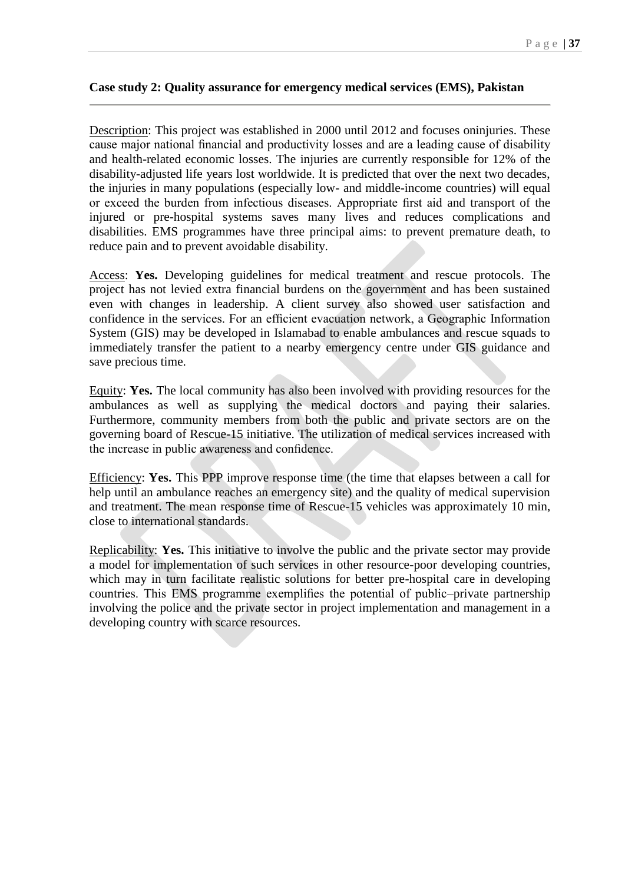**Case study 2: Quality assurance for emergency medical services (EMS), Pakistan**

---

Description: This project was established in 2000 until 2012 and focuses oninjuries. These cause major national financial and productivity losses and are a leading cause of disability and health-related economic losses. The injuries are currently responsible for 12% of the disability-adjusted life years lost worldwide. It is predicted that over the next two decades, the injuries in many populations (especially low- and middle-income countries) will equal or exceed the burden from infectious diseases. Appropriate first aid and transport of the injured or pre-hospital systems saves many lives and reduces complications and disabilities. EMS programmes have three principal aims: to prevent premature death, to reduce pain and to prevent avoidable disability.

Access: **Yes.** Developing guidelines for medical treatment and rescue protocols. The project has not levied extra financial burdens on the government and has been sustained even with changes in leadership. A client survey also showed user satisfaction and confidence in the services. For an efficient evacuation network, a Geographic Information System (GIS) may be developed in Islamabad to enable ambulances and rescue squads to immediately transfer the patient to a nearby emergency centre under GIS guidance and save precious time.

Equity: **Yes.** The local community has also been involved with providing resources for the ambulances as well as supplying the medical doctors and paying their salaries. Furthermore, community members from both the public and private sectors are on the governing board of Rescue-15 initiative. The utilization of medical services increased with the increase in public awareness and confidence.

Efficiency: **Yes.** This PPP improve response time (the time that elapses between a call for help until an ambulance reaches an emergency site) and the quality of medical supervision and treatment. The mean response time of Rescue-15 vehicles was approximately 10 min, close to international standards.

Replicability: **Yes.** This initiative to involve the public and the private sector may provide a model for implementation of such services in other resource-poor developing countries, which may in turn facilitate realistic solutions for better pre-hospital care in developing countries. This EMS programme exemplifies the potential of public–private partnership involving the police and the private sector in project implementation and management in a developing country with scarce resources.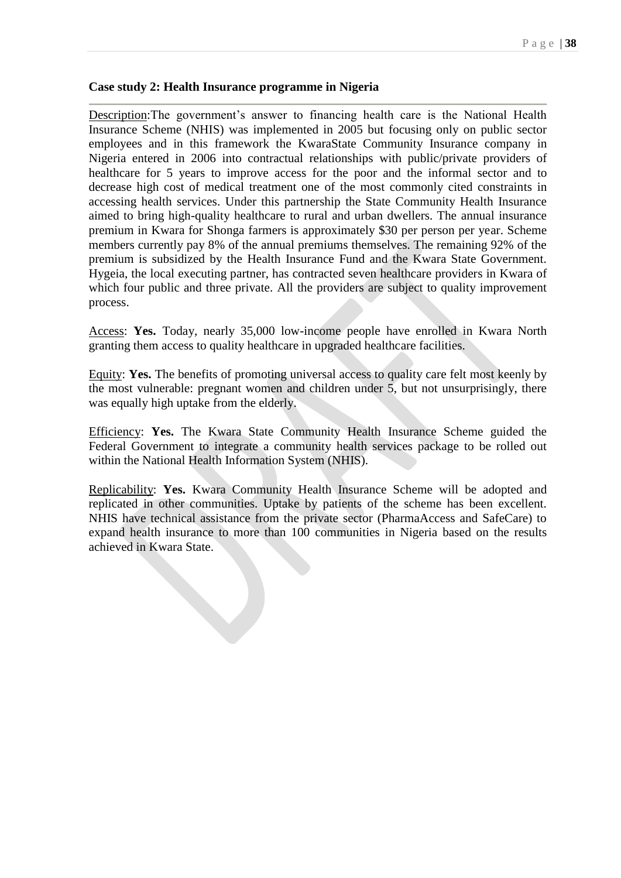**Case study 2: Health Insurance programme in Nigeria**

Description:The government's answer to financing health care is the National Health Insurance Scheme (NHIS) was implemented in 2005 but focusing only on public sector employees and in this framework the KwaraState Community Insurance company in Nigeria entered in 2006 into contractual relationships with public/private providers of healthcare for 5 years to improve access for the poor and the informal sector and to decrease high cost of medical treatment one of the most commonly cited constraints in accessing health services. Under this partnership the State Community Health Insurance aimed to bring high-quality healthcare to rural and urban dwellers. The annual insurance premium in Kwara for Shonga farmers is approximately $30 per person per year. Scheme members currently pay 8% of the annual premiums themselves. The remaining 92% of the premium is subsidized by the Health Insurance Fund and the Kwara State Government. Hygeia, the local executing partner, has contracted seven healthcare providers in Kwara of which four public and three private. All the providers are subject to quality improvement process.

Access: **Yes.** Today, nearly 35,000 low-income people have enrolled in Kwara North granting them access to quality healthcare in upgraded healthcare facilities.

Equity: **Yes.** The benefits of promoting universal access to quality care felt most keenly by the most vulnerable: pregnant women and children under 5, but not unsurprisingly, there was equally high uptake from the elderly.

Efficiency: **Yes.** The Kwara State Community Health Insurance Scheme guided the Federal Government to integrate a community health services package to be rolled out within the National Health Information System (NHIS).

Replicability: **Yes.** Kwara Community Health Insurance Scheme will be adopted and replicated in other communities. Uptake by patients of the scheme has been excellent. NHIS have technical assistance from the private sector (PharmaAccess and SafeCare) to expand health insurance to more than 100 communities in Nigeria based on the results achieved in Kwara State.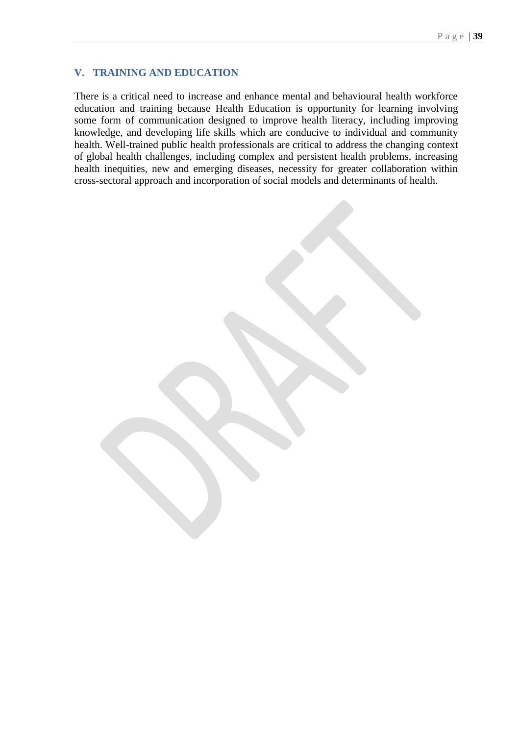## V. TRAINING AND EDUCATION

There is a critical need to increase and enhance mental and behavioural health workforce education and training because Health Education is opportunity for learning involving some form of communication designed to improve health literacy, including improving knowledge, and developing life skills which are conducive to individual and community health. Well-trained public health professionals are critical to address the changing context of global health challenges, including complex and persistent health problems, increasing health inequities, new and emerging diseases, necessity for greater collaboration within cross-sectoral approach and incorporation of social models and determinants of health.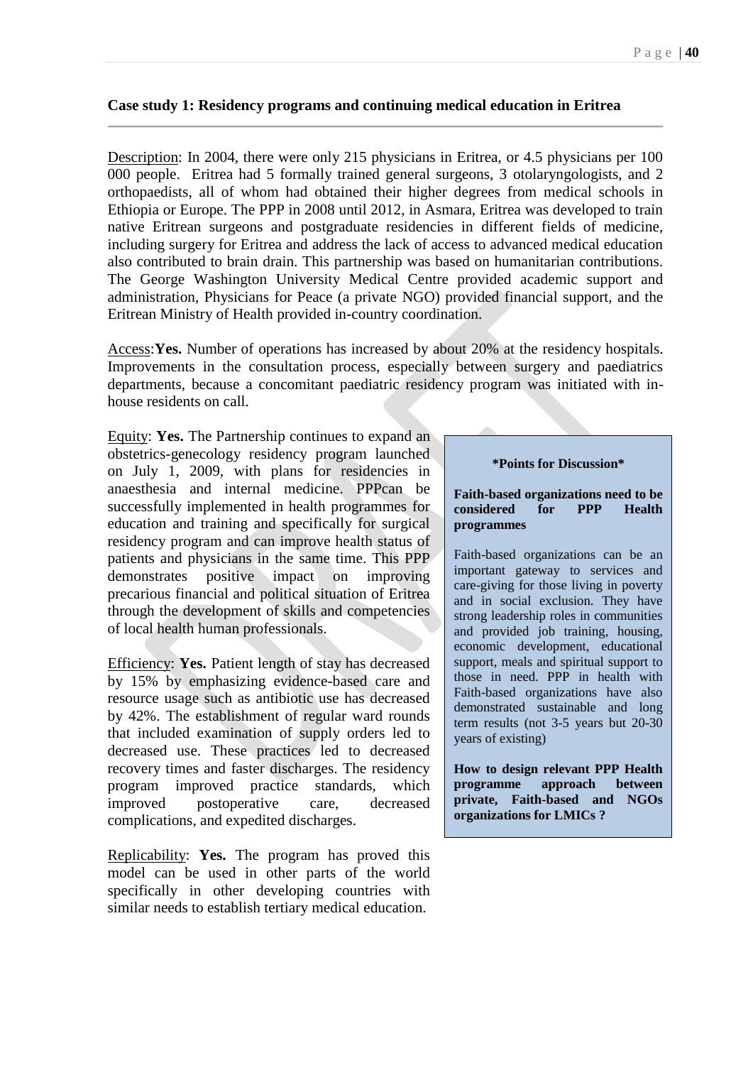### Case study 1: Residency programs and continuing medical education in Eritrea

Description: In 2004, there were only 215 physicians in Eritrea, or 4.5 physicians per 100 000 people. Eritrea had 5 formally trained general surgeons, 3 otolaryngologists, and 2 orthopaedists, all of whom had obtained their higher degrees from medical schools in Ethiopia or Europe. The PPP in 2008 until 2012, in Asmara, Eritrea was developed to train native Eritrean surgeons and postgraduate residencies in different fields of medicine, including surgery for Eritrea and address the lack of access to advanced medical education also contributed to brain drain. This partnership was based on humanitarian contributions. The George Washington University Medical Centre provided academic support and administration, Physicians for Peace (a private NGO) provided financial support, and the Eritrean Ministry of Health provided in-country coordination.

Access:**Yes.** Number of operations has increased by about 20% at the residency hospitals. Improvements in the consultation process, especially between surgery and paediatrics departments, because a concomitant paediatric residency program was initiated with in-house residents on call.

Equity: **Yes.** The Partnership continues to expand an obstetrics-genecology residency program launched on July 1, 2009, with plans for residencies in anaesthesia and internal medicine. PPPcan be successfully implemented in health programmes for education and training and specifically for surgical residency program and can improve health status of patients and physicians in the same time. This PPP demonstrates positive impact on improving precarious financial and political situation of Eritrea through the development of skills and competencies of local health human professionals.

Efficiency: **Yes.** Patient length of stay has decreased by 15% by emphasizing evidence-based care and resource usage such as antibiotic use has decreased by 42%. The establishment of regular ward rounds that included examination of supply orders led to decreased use. These practices led to decreased recovery times and faster discharges. The residency program improved practice standards, which improved postoperative care, decreased complications, and expedited discharges.

Replicability: **Yes.** The program has proved this model can be used in other parts of the world specifically in other developing countries with similar needs to establish tertiary medical education.

**\*Points for Discussion\***

**Faith-based organizations need to be considered for PPP Health programmes**

Faith-based organizations can be an important gateway to services and care-giving for those living in poverty and in social exclusion. They have strong leadership roles in communities and provided job training, housing, economic development, educational support, meals and spiritual support to those in need. PPP in health with Faith-based organizations have also demonstrated sustainable and long term results (not 3-5 years but 20-30 years of existing)

**How to design relevant PPP Health programme approach between private, Faith-based and NGOs organizations for LMICs ?**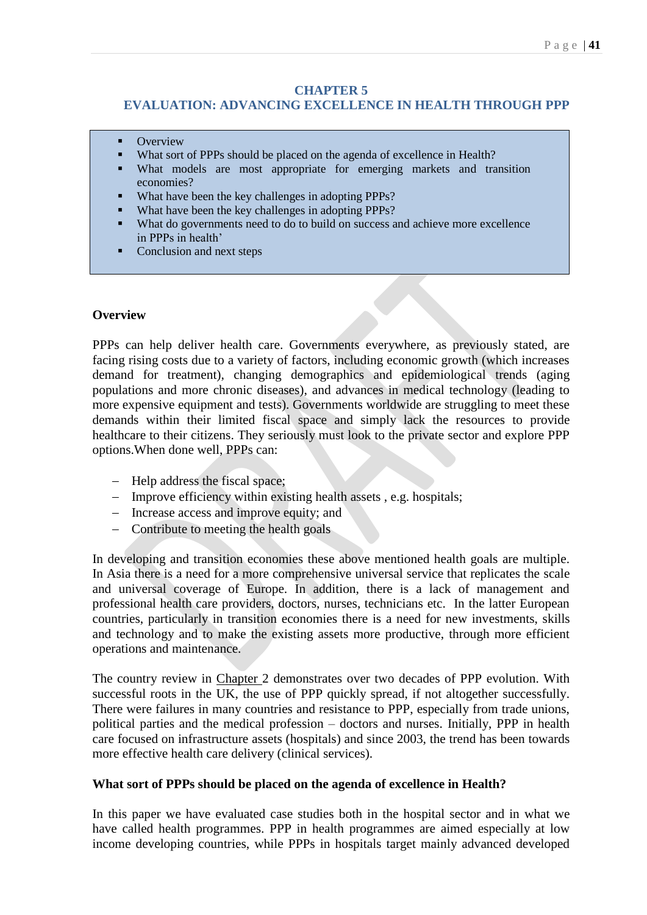# CHAPTER 5
# EVALUATION: ADVANCING EXCELLENCE IN HEALTH THROUGH PPP

- Overview
- What sort of PPPs should be placed on the agenda of excellence in Health?
- What models are most appropriate for emerging markets and transition economies?
- What have been the key challenges in adopting PPPs?
- What have been the key challenges in adopting PPPs?
- What do governments need to do to build on success and achieve more excellence in PPPs in health'
- Conclusion and next steps

## Overview

PPPs can help deliver health care. Governments everywhere, as previously stated, are facing rising costs due to a variety of factors, including economic growth (which increases demand for treatment), changing demographics and epidemiological trends (aging populations and more chronic diseases), and advances in medical technology (leading to more expensive equipment and tests). Governments worldwide are struggling to meet these demands within their limited fiscal space and simply lack the resources to provide healthcare to their citizens. They seriously must look to the private sector and explore PPP options.When done well, PPPs can:

- Help address the fiscal space;
- Improve efficiency within existing health assets , e.g. hospitals;
- Increase access and improve equity; and
- Contribute to meeting the health goals

In developing and transition economies these above mentioned health goals are multiple. In Asia there is a need for a more comprehensive universal service that replicates the scale and universal coverage of Europe. In addition, there is a lack of management and professional health care providers, doctors, nurses, technicians etc. In the latter European countries, particularly in transition economies there is a need for new investments, skills and technology and to make the existing assets more productive, through more efficient operations and maintenance.

The country review in Chapter 2 demonstrates over two decades of PPP evolution. With successful roots in the UK, the use of PPP quickly spread, if not altogether successfully. There were failures in many countries and resistance to PPP, especially from trade unions, political parties and the medical profession – doctors and nurses. Initially, PPP in health care focused on infrastructure assets (hospitals) and since 2003, the trend has been towards more effective health care delivery (clinical services).

## What sort of PPPs should be placed on the agenda of excellence in Health?

In this paper we have evaluated case studies both in the hospital sector and in what we have called health programmes. PPP in health programmes are aimed especially at low income developing countries, while PPPs in hospitals target mainly advanced developed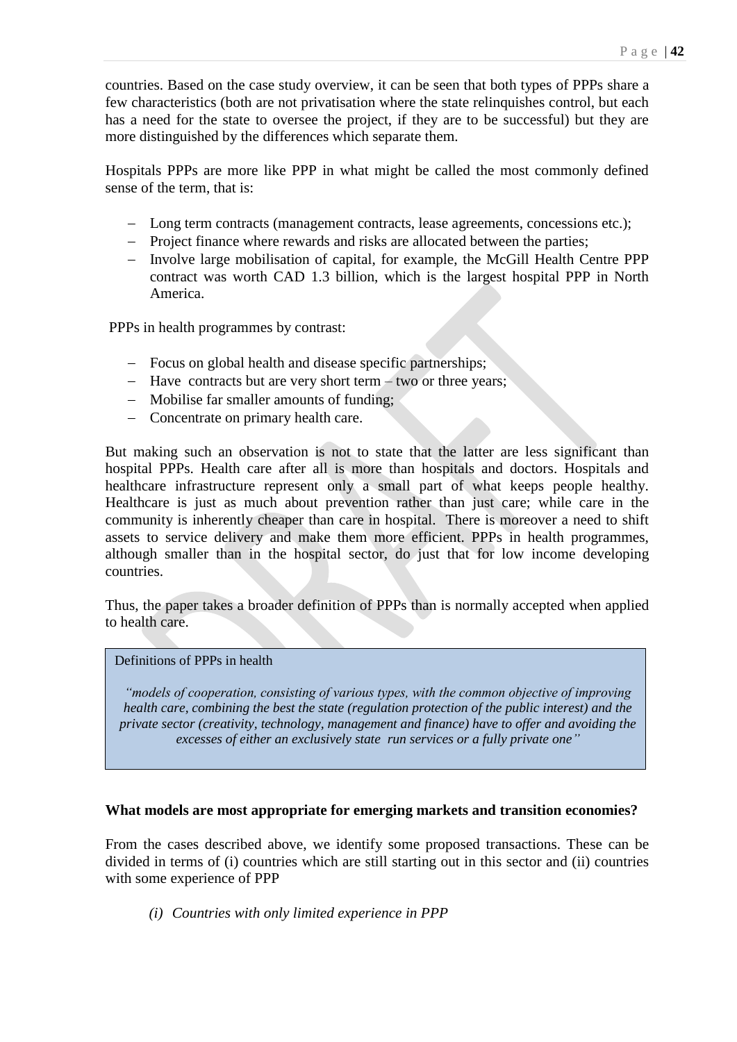countries. Based on the case study overview, it can be seen that both types of PPPs share a few characteristics (both are not privatisation where the state relinquishes control, but each has a need for the state to oversee the project, if they are to be successful) but they are more distinguished by the differences which separate them.

Hospitals PPPs are more like PPP in what might be called the most commonly defined sense of the term, that is:

- Long term contracts (management contracts, lease agreements, concessions etc.);
- Project finance where rewards and risks are allocated between the parties;
- Involve large mobilisation of capital, for example, the McGill Health Centre PPP contract was worth CAD 1.3 billion, which is the largest hospital PPP in North America.

PPPs in health programmes by contrast:

- Focus on global health and disease specific partnerships;
- Have contracts but are very short term – two or three years;
- Mobilise far smaller amounts of funding;
- Concentrate on primary health care.

But making such an observation is not to state that the latter are less significant than hospital PPPs. Health care after all is more than hospitals and doctors. Hospitals and healthcare infrastructure represent only a small part of what keeps people healthy. Healthcare is just as much about prevention rather than just care; while care in the community is inherently cheaper than care in hospital. There is moreover a need to shift assets to service delivery and make them more efficient. PPPs in health programmes, although smaller than in the hospital sector, do just that for low income developing countries.

Thus, the paper takes a broader definition of PPPs than is normally accepted when applied to health care.

> Definitions of PPPs in health
>
> *"models of cooperation, consisting of various types, with the common objective of improving health care, combining the best the state (regulation protection of the public interest) and the private sector (creativity, technology, management and finance) have to offer and avoiding the excesses of either an exclusively state run services or a fully private one"*

**What models are most appropriate for emerging markets and transition economies?**

From the cases described above, we identify some proposed transactions. These can be divided in terms of (i) countries which are still starting out in this sector and (ii) countries with some experience of PPP

*(i) Countries with only limited experience in PPP*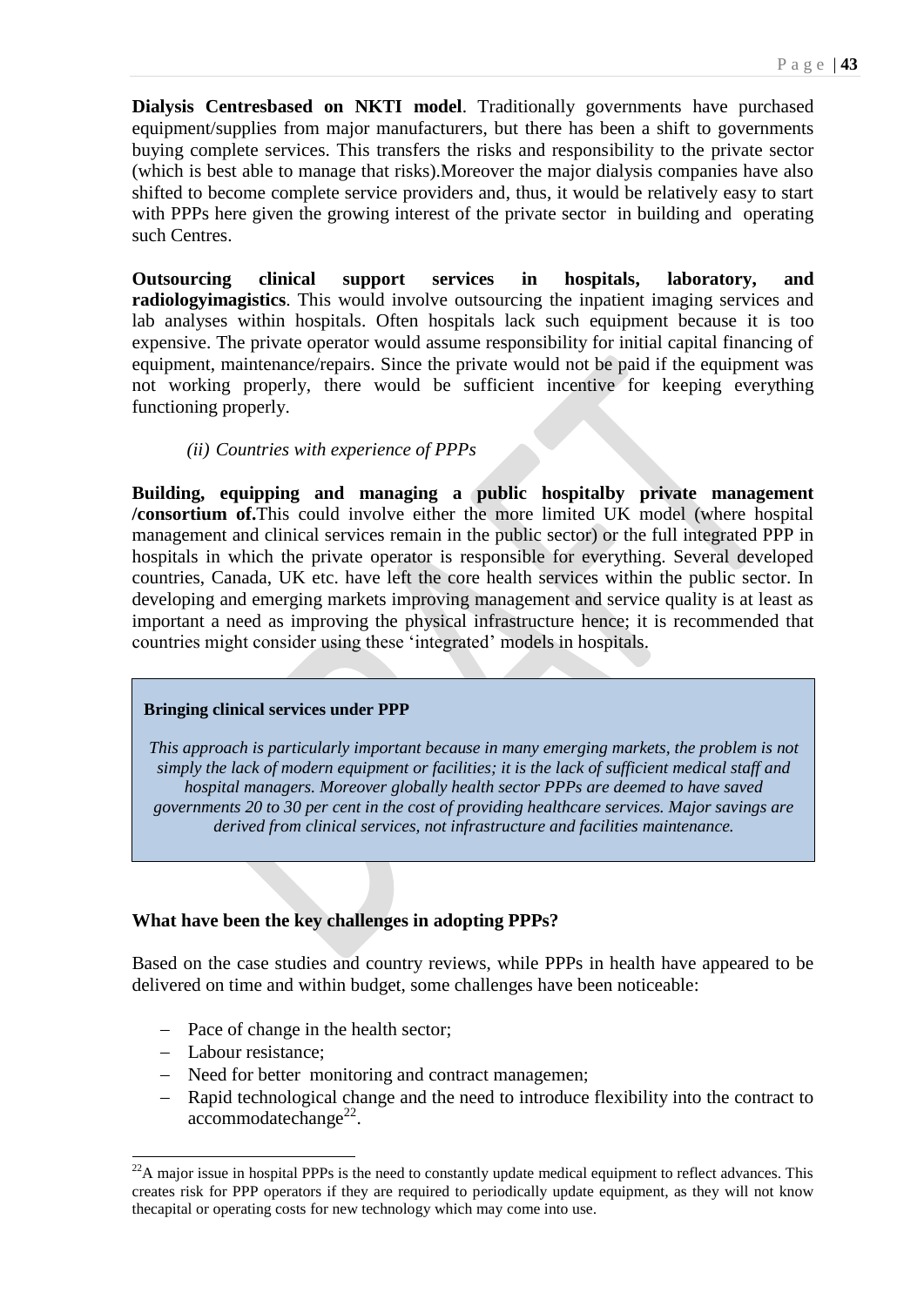**Dialysis Centresbased on NKTI model**. Traditionally governments have purchased equipment/supplies from major manufacturers, but there has been a shift to governments buying complete services. This transfers the risks and responsibility to the private sector (which is best able to manage that risks).Moreover the major dialysis companies have also shifted to become complete service providers and, thus, it would be relatively easy to start with PPPs here given the growing interest of the private sector in building and operating such Centres.

**Outsourcing clinical support services in hospitals, laboratory, and radiologyimagistics**. This would involve outsourcing the inpatient imaging services and lab analyses within hospitals. Often hospitals lack such equipment because it is too expensive. The private operator would assume responsibility for initial capital financing of equipment, maintenance/repairs. Since the private would not be paid if the equipment was not working properly, there would be sufficient incentive for keeping everything functioning properly.

*(ii) Countries with experience of PPPs*

**Building, equipping and managing a public hospitalby private management /consortium of.**This could involve either the more limited UK model (where hospital management and clinical services remain in the public sector) or the full integrated PPP in hospitals in which the private operator is responsible for everything. Several developed countries, Canada, UK etc. have left the core health services within the public sector. In developing and emerging markets improving management and service quality is at least as important a need as improving the physical infrastructure hence; it is recommended that countries might consider using these 'integrated' models in hospitals.

**Bringing clinical services under PPP**

*This approach is particularly important because in many emerging markets, the problem is not simply the lack of modern equipment or facilities; it is the lack of sufficient medical staff and hospital managers. Moreover globally health sector PPPs are deemed to have saved governments 20 to 30 per cent in the cost of providing healthcare services. Major savings are derived from clinical services, not infrastructure and facilities maintenance.*

**What have been the key challenges in adopting PPPs?**

Based on the case studies and country reviews, while PPPs in health have appeared to be delivered on time and within budget, some challenges have been noticeable:

- Pace of change in the health sector;
- Labour resistance;
- Need for better monitoring and contract managemen;
- Rapid technological change and the need to introduce flexibility into the contract to accommodatechange[22].

[22]A major issue in hospital PPPs is the need to constantly update medical equipment to reflect advances. This creates risk for PPP operators if they are required to periodically update equipment, as they will not know thecapital or operating costs for new technology which may come into use.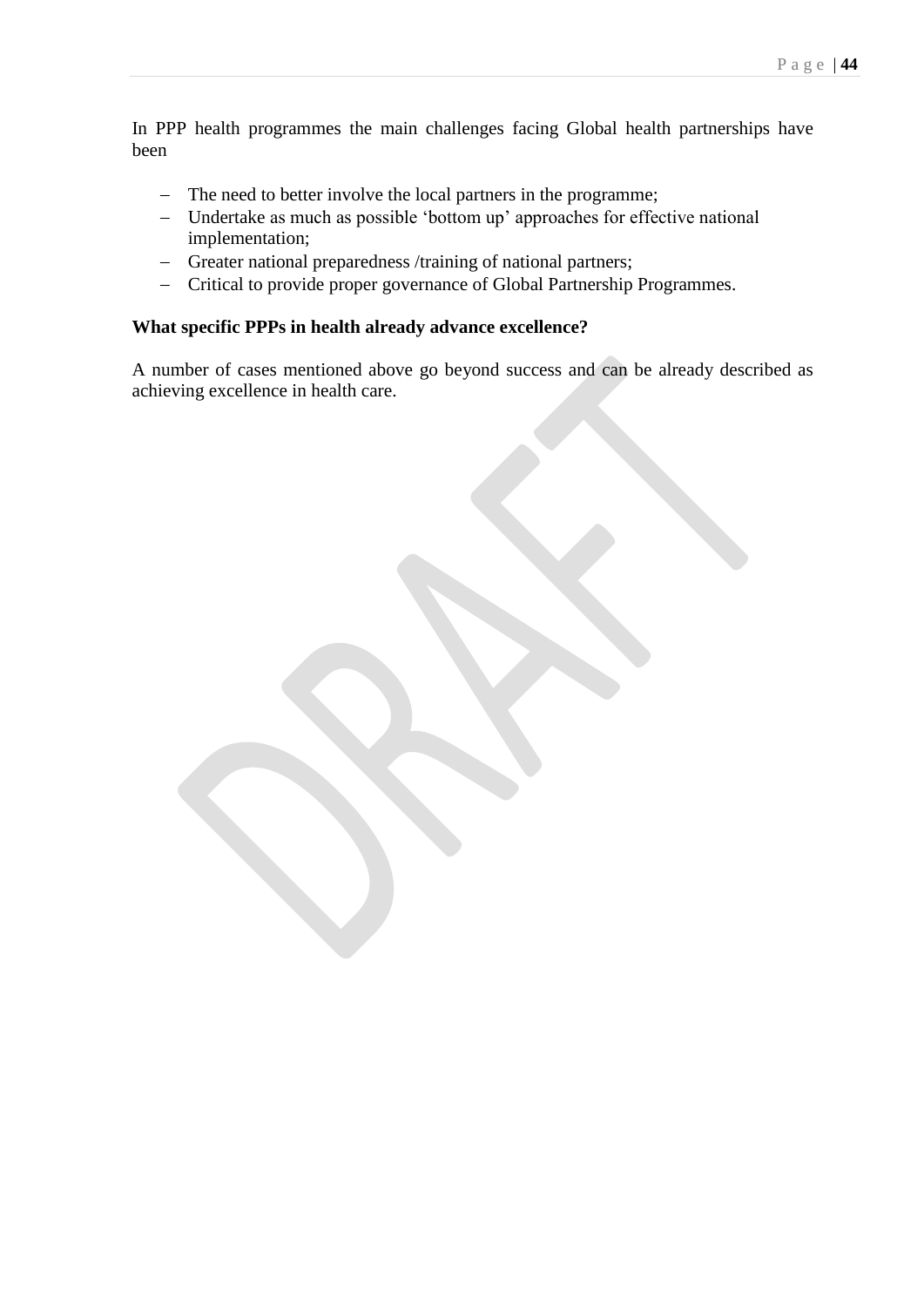In PPP health programmes the main challenges facing Global health partnerships have been

- The need to better involve the local partners in the programme;
- Undertake as much as possible 'bottom up' approaches for effective national implementation;
- Greater national preparedness /training of national partners;
- Critical to provide proper governance of Global Partnership Programmes.

**What specific PPPs in health already advance excellence?**

A number of cases mentioned above go beyond success and can be already described as achieving excellence in health care.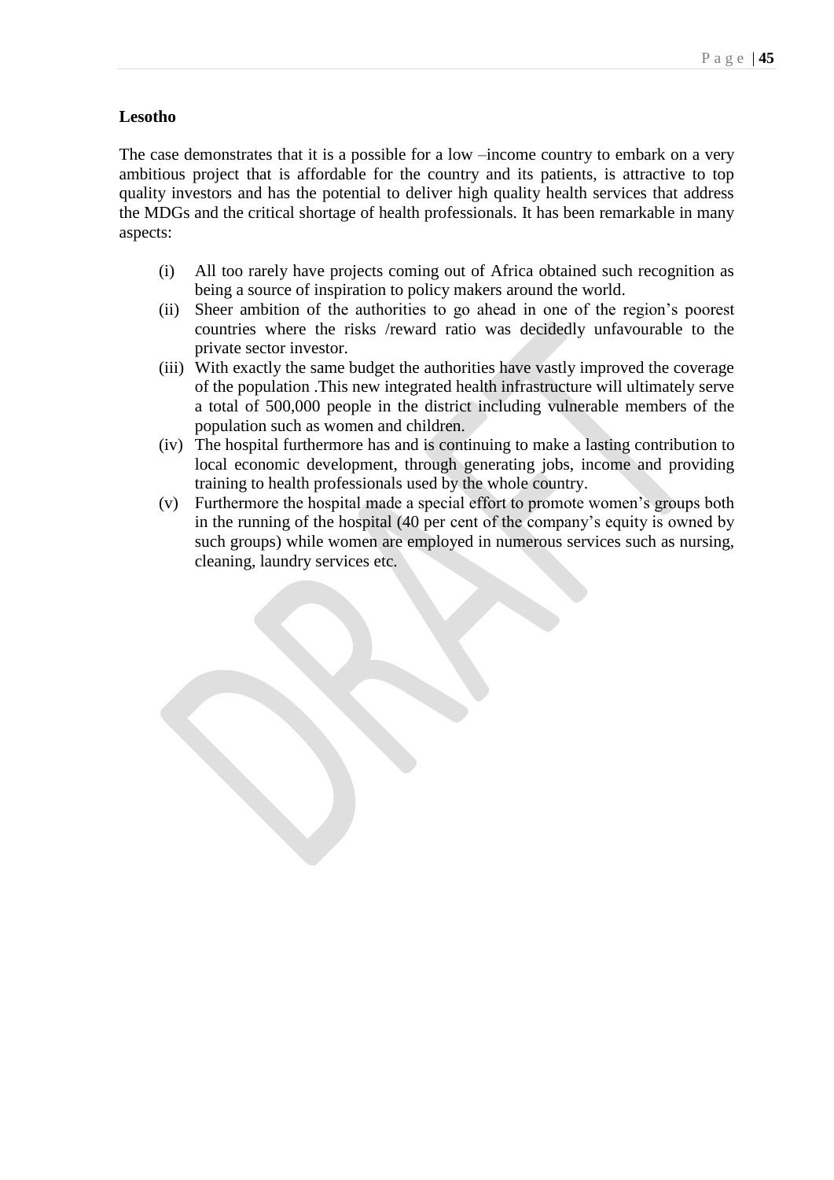**Lesotho**

The case demonstrates that it is a possible for a low –income country to embark on a very ambitious project that is affordable for the country and its patients, is attractive to top quality investors and has the potential to deliver high quality health services that address the MDGs and the critical shortage of health professionals. It has been remarkable in many aspects:

(i) All too rarely have projects coming out of Africa obtained such recognition as being a source of inspiration to policy makers around the world.
(ii) Sheer ambition of the authorities to go ahead in one of the region's poorest countries where the risks /reward ratio was decidedly unfavourable to the private sector investor.
(iii) With exactly the same budget the authorities have vastly improved the coverage of the population .This new integrated health infrastructure will ultimately serve a total of 500,000 people in the district including vulnerable members of the population such as women and children.
(iv) The hospital furthermore has and is continuing to make a lasting contribution to local economic development, through generating jobs, income and providing training to health professionals used by the whole country.
(v) Furthermore the hospital made a special effort to promote women's groups both in the running of the hospital (40 per cent of the company's equity is owned by such groups) while women are employed in numerous services such as nursing, cleaning, laundry services etc.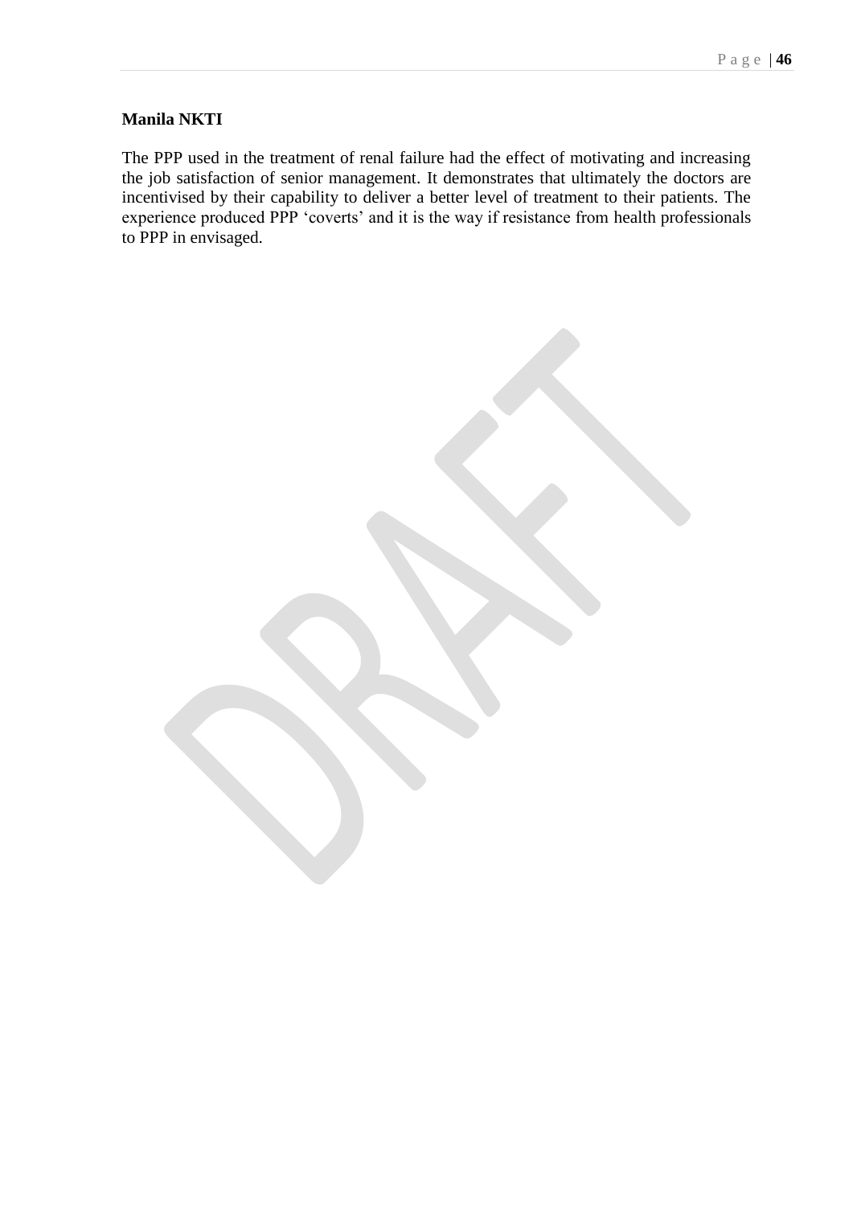**Manila NKTI**

The PPP used in the treatment of renal failure had the effect of motivating and increasing the job satisfaction of senior management. It demonstrates that ultimately the doctors are incentivised by their capability to deliver a better level of treatment to their patients. The experience produced PPP 'coverts' and it is the way if resistance from health professionals to PPP in envisaged.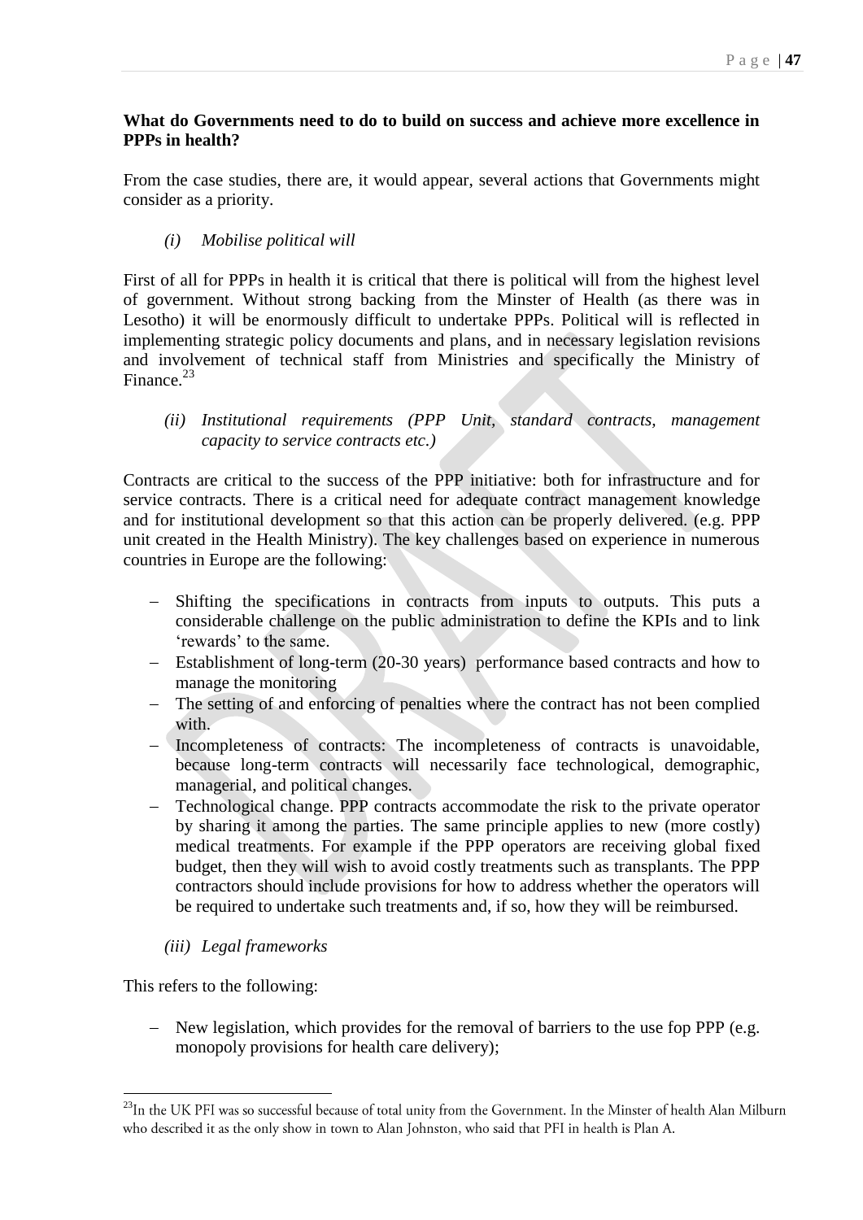**What do Governments need to do to build on success and achieve more excellence in PPPs in health?**

From the case studies, there are, it would appear, several actions that Governments might consider as a priority.

*(i) Mobilise political will*

First of all for PPPs in health it is critical that there is political will from the highest level of government. Without strong backing from the Minster of Health (as there was in Lesotho) it will be enormously difficult to undertake PPPs. Political will is reflected in implementing strategic policy documents and plans, and in necessary legislation revisions and involvement of technical staff from Ministries and specifically the Ministry of Finance.[23]

*(ii) Institutional requirements (PPP Unit, standard contracts, management capacity to service contracts etc.)*

Contracts are critical to the success of the PPP initiative: both for infrastructure and for service contracts. There is a critical need for adequate contract management knowledge and for institutional development so that this action can be properly delivered. (e.g. PPP unit created in the Health Ministry). The key challenges based on experience in numerous countries in Europe are the following:

- Shifting the specifications in contracts from inputs to outputs. This puts a considerable challenge on the public administration to define the KPIs and to link 'rewards' to the same.
- Establishment of long-term (20-30 years) performance based contracts and how to manage the monitoring
- The setting of and enforcing of penalties where the contract has not been complied with.
- Incompleteness of contracts: The incompleteness of contracts is unavoidable, because long-term contracts will necessarily face technological, demographic, managerial, and political changes.
- Technological change. PPP contracts accommodate the risk to the private operator by sharing it among the parties. The same principle applies to new (more costly) medical treatments. For example if the PPP operators are receiving global fixed budget, then they will wish to avoid costly treatments such as transplants. The PPP contractors should include provisions for how to address whether the operators will be required to undertake such treatments and, if so, how they will be reimbursed.

*(iii) Legal frameworks*

This refers to the following:

- New legislation, which provides for the removal of barriers to the use fop PPP (e.g. monopoly provisions for health care delivery);

[23] In the UK PFI was so successful because of total unity from the Government. In the Minster of health Alan Milburn who described it as the only show in town to Alan Johnston, who said that PFI in health is Plan A.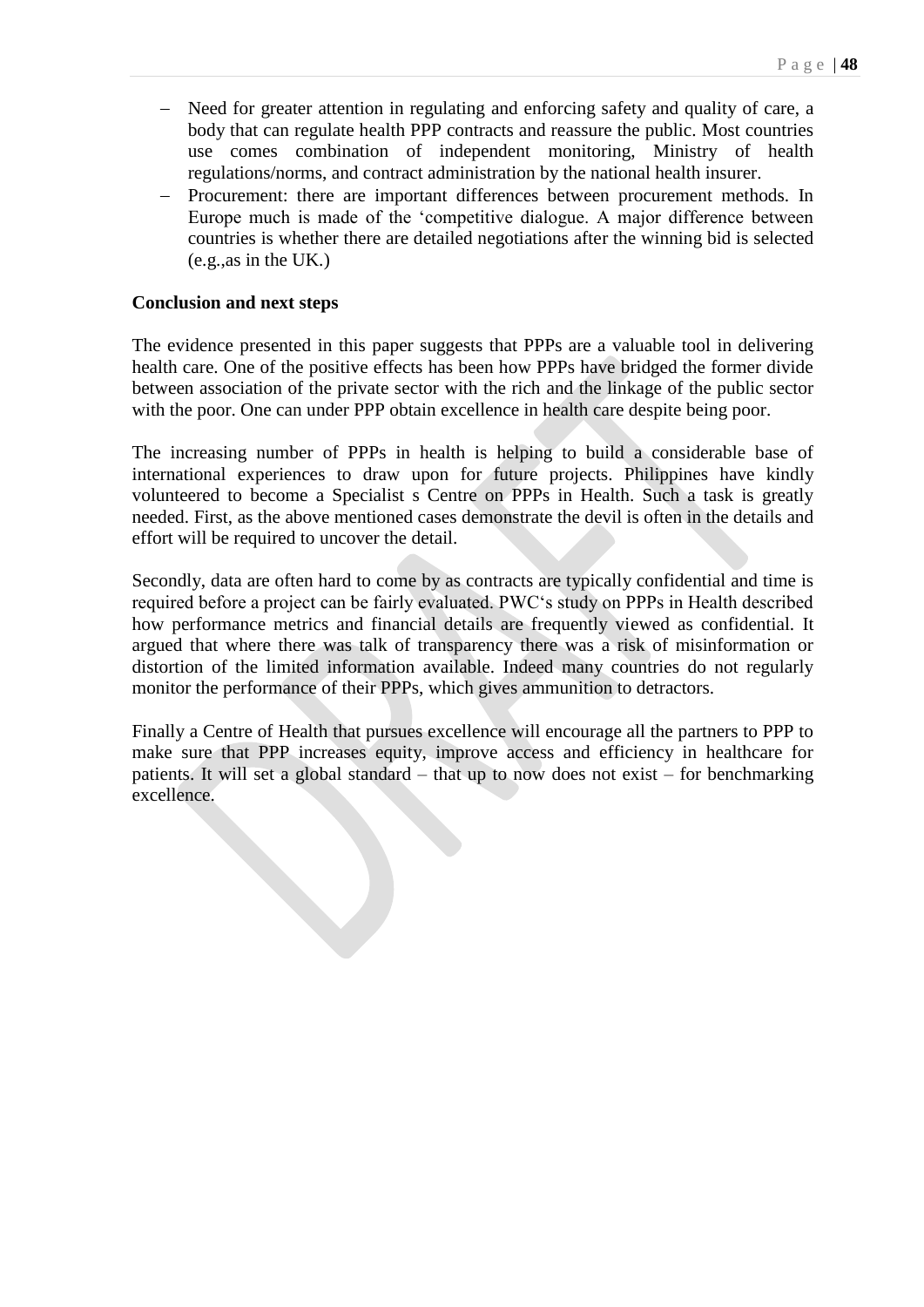- Need for greater attention in regulating and enforcing safety and quality of care, a body that can regulate health PPP contracts and reassure the public. Most countries use comes combination of independent monitoring, Ministry of health regulations/norms, and contract administration by the national health insurer.
- Procurement: there are important differences between procurement methods. In Europe much is made of the 'competitive dialogue. A major difference between countries is whether there are detailed negotiations after the winning bid is selected (e.g.,as in the UK.)

**Conclusion and next steps**

The evidence presented in this paper suggests that PPPs are a valuable tool in delivering health care. One of the positive effects has been how PPPs have bridged the former divide between association of the private sector with the rich and the linkage of the public sector with the poor. One can under PPP obtain excellence in health care despite being poor.

The increasing number of PPPs in health is helping to build a considerable base of international experiences to draw upon for future projects. Philippines have kindly volunteered to become a Specialist s Centre on PPPs in Health. Such a task is greatly needed. First, as the above mentioned cases demonstrate the devil is often in the details and effort will be required to uncover the detail.

Secondly, data are often hard to come by as contracts are typically confidential and time is required before a project can be fairly evaluated. PWC's study on PPPs in Health described how performance metrics and financial details are frequently viewed as confidential. It argued that where there was talk of transparency there was a risk of misinformation or distortion of the limited information available. Indeed many countries do not regularly monitor the performance of their PPPs, which gives ammunition to detractors.

Finally a Centre of Health that pursues excellence will encourage all the partners to PPP to make sure that PPP increases equity, improve access and efficiency in healthcare for patients. It will set a global standard – that up to now does not exist – for benchmarking excellence.